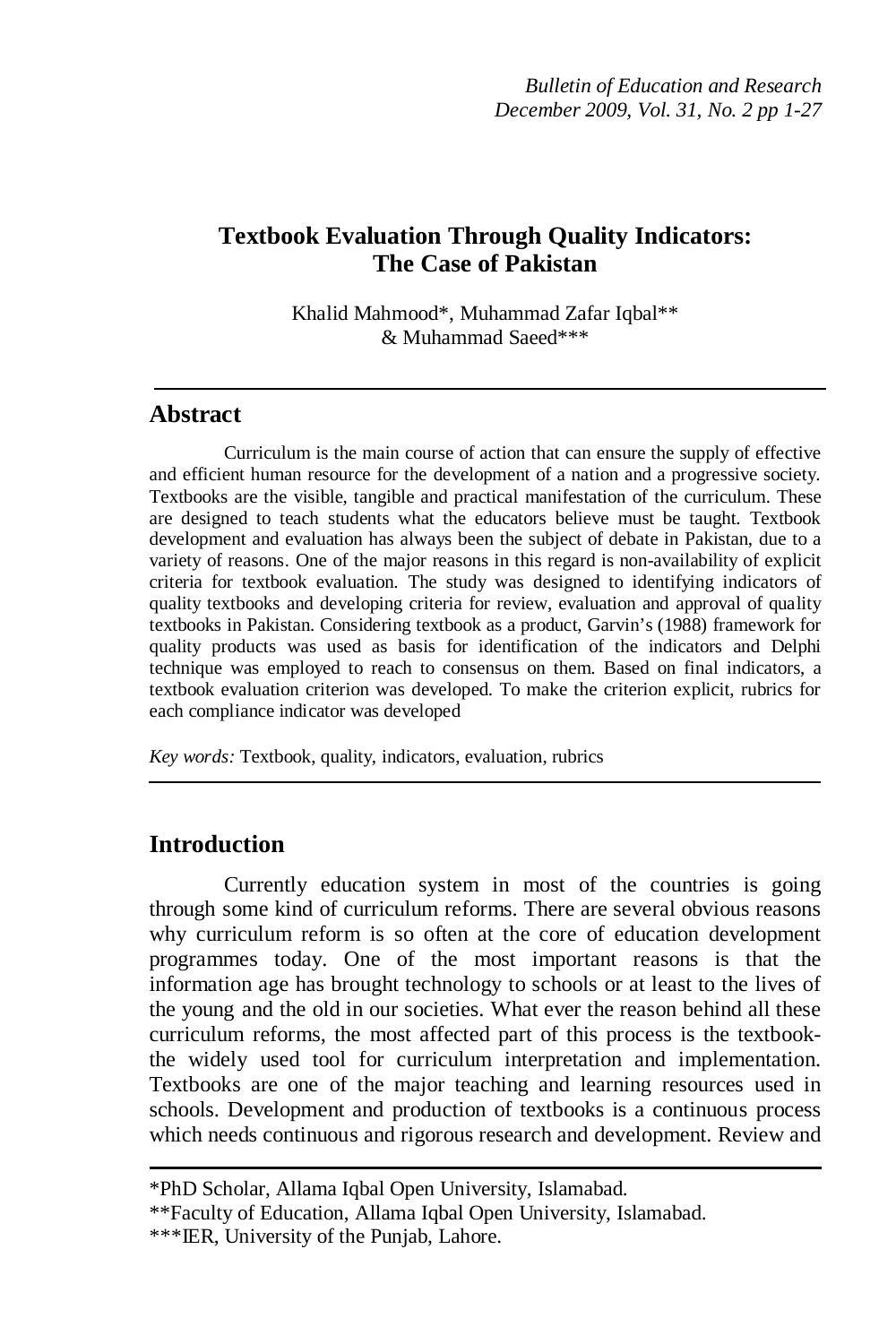# Textbook Evaluation Through Quality Indicators: The Case of Pakistan

Khalid Mahmood*, Muhammad Zafar Iqbal** & Muhammad Saeed***

## Abstract

Curriculum is the main course of action that can ensure the supply of effective and efficient human resource for the development of a nation and a progressive society. Textbooks are the visible, tangible and practical manifestation of the curriculum. These are designed to teach students what the educators believe must be taught. Textbook development and evaluation has always been the subject of debate in Pakistan, due to a variety of reasons. One of the major reasons in this regard is non-availability of explicit criteria for textbook evaluation. The study was designed to identifying indicators of quality textbooks and developing criteria for review, evaluation and approval of quality textbooks in Pakistan. Considering textbook as a product, Garvin's (1988) framework for quality products was used as basis for identification of the indicators and Delphi technique was employed to reach to consensus on them. Based on final indicators, a textbook evaluation criterion was developed. To make the criterion explicit, rubrics for each compliance indicator was developed

*Key words:* Textbook, quality, indicators, evaluation, rubrics

## Introduction

Currently education system in most of the countries is going through some kind of curriculum reforms. There are several obvious reasons why curriculum reform is so often at the core of education development programmes today. One of the most important reasons is that the information age has brought technology to schools or at least to the lives of the young and the old in our societies. What ever the reason behind all these curriculum reforms, the most affected part of this process is the textbook-the widely used tool for curriculum interpretation and implementation. Textbooks are one of the major teaching and learning resources used in schools. Development and production of textbooks is a continuous process which needs continuous and rigorous research and development. Review and

*PhD Scholar, Allama Iqbal Open University, Islamabad.
**Faculty of Education, Allama Iqbal Open University, Islamabad.
***IER, University of the Punjab, Lahore.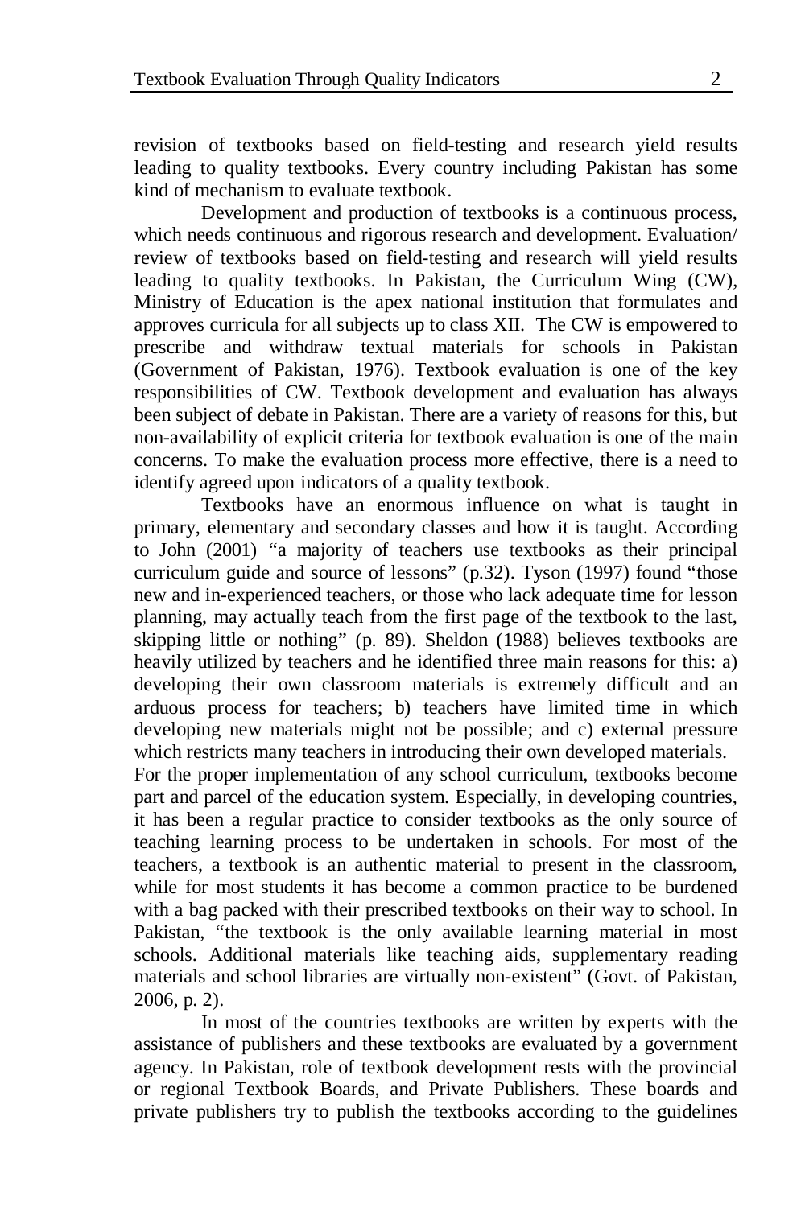revision of textbooks based on field-testing and research yield results leading to quality textbooks. Every country including Pakistan has some kind of mechanism to evaluate textbook.

Development and production of textbooks is a continuous process, which needs continuous and rigorous research and development. Evaluation/ review of textbooks based on field-testing and research will yield results leading to quality textbooks. In Pakistan, the Curriculum Wing (CW), Ministry of Education is the apex national institution that formulates and approves curricula for all subjects up to class XII. The CW is empowered to prescribe and withdraw textual materials for schools in Pakistan (Government of Pakistan, 1976). Textbook evaluation is one of the key responsibilities of CW. Textbook development and evaluation has always been subject of debate in Pakistan. There are a variety of reasons for this, but non-availability of explicit criteria for textbook evaluation is one of the main concerns. To make the evaluation process more effective, there is a need to identify agreed upon indicators of a quality textbook.

Textbooks have an enormous influence on what is taught in primary, elementary and secondary classes and how it is taught. According to John (2001) "a majority of teachers use textbooks as their principal curriculum guide and source of lessons" (p.32). Tyson (1997) found "those new and in-experienced teachers, or those who lack adequate time for lesson planning, may actually teach from the first page of the textbook to the last, skipping little or nothing" (p. 89). Sheldon (1988) believes textbooks are heavily utilized by teachers and he identified three main reasons for this: a) developing their own classroom materials is extremely difficult and an arduous process for teachers; b) teachers have limited time in which developing new materials might not be possible; and c) external pressure which restricts many teachers in introducing their own developed materials.

For the proper implementation of any school curriculum, textbooks become part and parcel of the education system. Especially, in developing countries, it has been a regular practice to consider textbooks as the only source of teaching learning process to be undertaken in schools. For most of the teachers, a textbook is an authentic material to present in the classroom, while for most students it has become a common practice to be burdened with a bag packed with their prescribed textbooks on their way to school. In Pakistan, "the textbook is the only available learning material in most schools. Additional materials like teaching aids, supplementary reading materials and school libraries are virtually non-existent" (Govt. of Pakistan, 2006, p. 2).

In most of the countries textbooks are written by experts with the assistance of publishers and these textbooks are evaluated by a government agency. In Pakistan, role of textbook development rests with the provincial or regional Textbook Boards, and Private Publishers. These boards and private publishers try to publish the textbooks according to the guidelines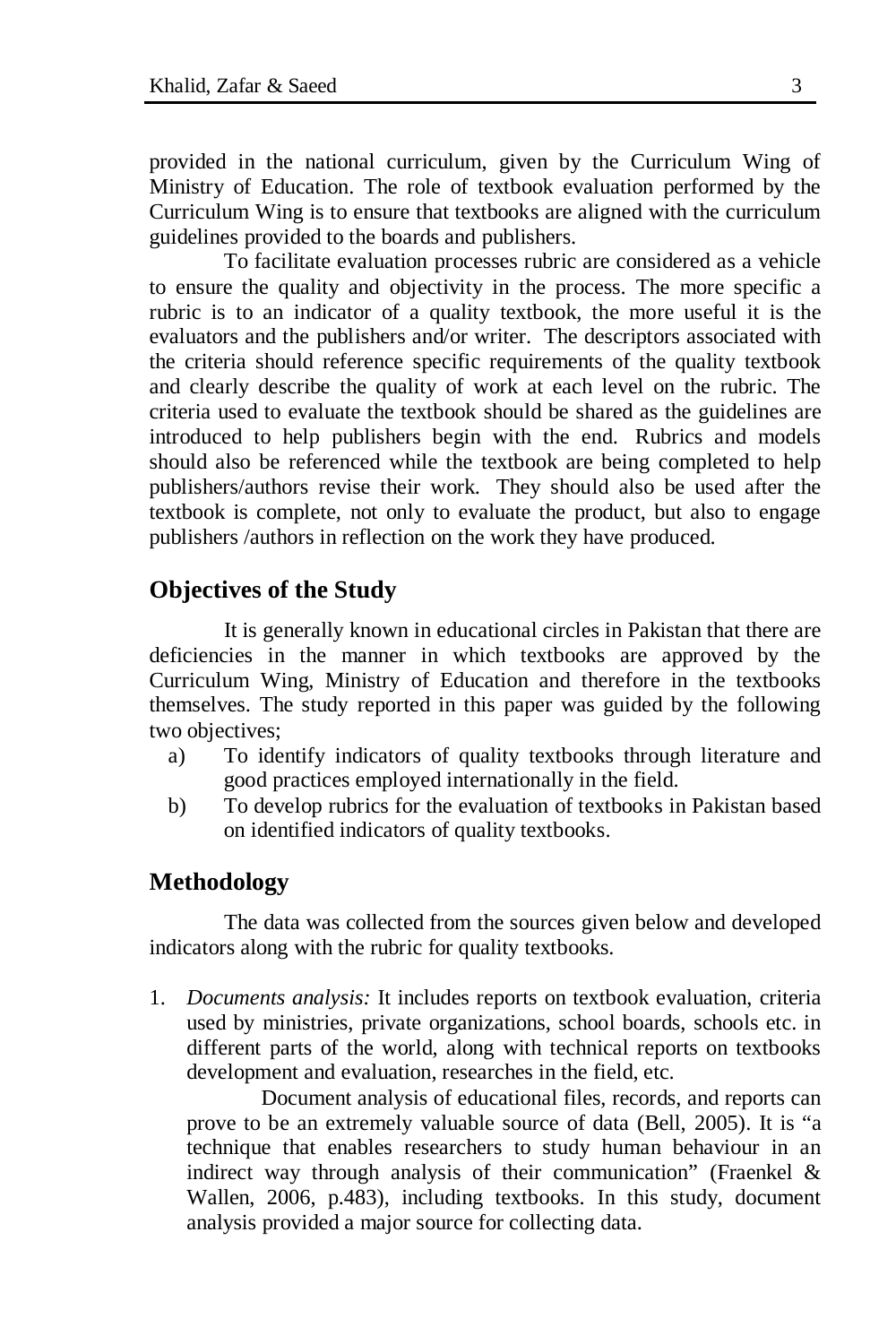provided in the national curriculum, given by the Curriculum Wing of Ministry of Education. The role of textbook evaluation performed by the Curriculum Wing is to ensure that textbooks are aligned with the curriculum guidelines provided to the boards and publishers.

To facilitate evaluation processes rubric are considered as a vehicle to ensure the quality and objectivity in the process. The more specific a rubric is to an indicator of a quality textbook, the more useful it is the evaluators and the publishers and/or writer. The descriptors associated with the criteria should reference specific requirements of the quality textbook and clearly describe the quality of work at each level on the rubric. The criteria used to evaluate the textbook should be shared as the guidelines are introduced to help publishers begin with the end. Rubrics and models should also be referenced while the textbook are being completed to help publishers/authors revise their work. They should also be used after the textbook is complete, not only to evaluate the product, but also to engage publishers /authors in reflection on the work they have produced.

## Objectives of the Study

It is generally known in educational circles in Pakistan that there are deficiencies in the manner in which textbooks are approved by the Curriculum Wing, Ministry of Education and therefore in the textbooks themselves. The study reported in this paper was guided by the following two objectives;

a) To identify indicators of quality textbooks through literature and good practices employed internationally in the field.
b) To develop rubrics for the evaluation of textbooks in Pakistan based on identified indicators of quality textbooks.

## Methodology

The data was collected from the sources given below and developed indicators along with the rubric for quality textbooks.

1. *Documents analysis:* It includes reports on textbook evaluation, criteria used by ministries, private organizations, school boards, schools etc. in different parts of the world, along with technical reports on textbooks development and evaluation, researches in the field, etc.

   Document analysis of educational files, records, and reports can prove to be an extremely valuable source of data (Bell, 2005). It is "a technique that enables researchers to study human behaviour in an indirect way through analysis of their communication" (Fraenkel & Wallen, 2006, p.483), including textbooks. In this study, document analysis provided a major source for collecting data.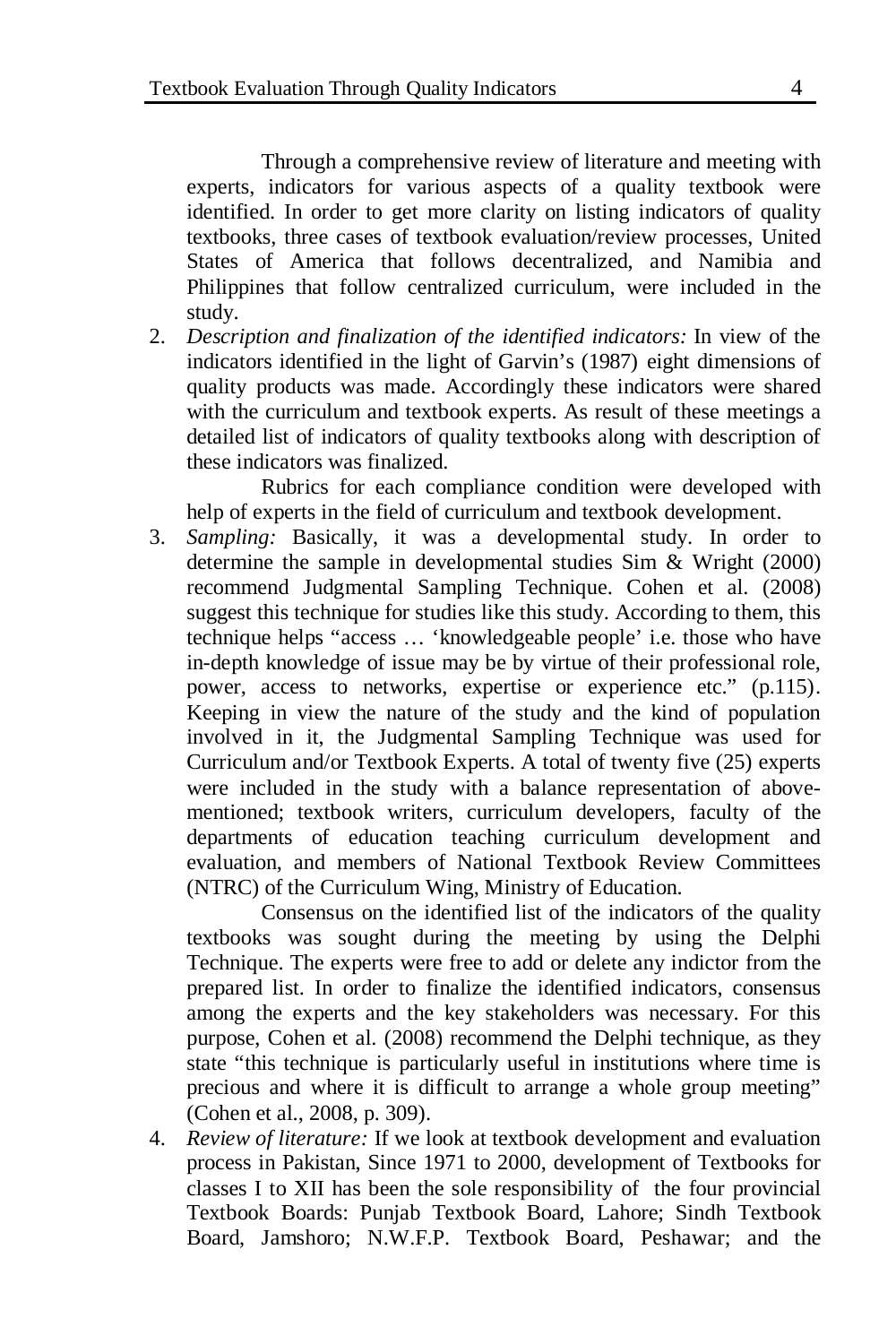Through a comprehensive review of literature and meeting with experts, indicators for various aspects of a quality textbook were identified. In order to get more clarity on listing indicators of quality textbooks, three cases of textbook evaluation/review processes, United States of America that follows decentralized, and Namibia and Philippines that follow centralized curriculum, were included in the study.

2. *Description and finalization of the identified indicators:* In view of the indicators identified in the light of Garvin's (1987) eight dimensions of quality products was made. Accordingly these indicators were shared with the curriculum and textbook experts. As result of these meetings a detailed list of indicators of quality textbooks along with description of these indicators was finalized.

   Rubrics for each compliance condition were developed with help of experts in the field of curriculum and textbook development.

3. *Sampling:* Basically, it was a developmental study. In order to determine the sample in developmental studies Sim & Wright (2000) recommend Judgmental Sampling Technique. Cohen et al. (2008) suggest this technique for studies like this study. According to them, this technique helps "access … 'knowledgeable people' i.e. those who have in-depth knowledge of issue may be by virtue of their professional role, power, access to networks, expertise or experience etc." (p.115). Keeping in view the nature of the study and the kind of population involved in it, the Judgmental Sampling Technique was used for Curriculum and/or Textbook Experts. A total of twenty five (25) experts were included in the study with a balance representation of above-mentioned; textbook writers, curriculum developers, faculty of the departments of education teaching curriculum development and evaluation, and members of National Textbook Review Committees (NTRC) of the Curriculum Wing, Ministry of Education.

   Consensus on the identified list of the indicators of the quality textbooks was sought during the meeting by using the Delphi Technique. The experts were free to add or delete any indictor from the prepared list. In order to finalize the identified indicators, consensus among the experts and the key stakeholders was necessary. For this purpose, Cohen et al. (2008) recommend the Delphi technique, as they state "this technique is particularly useful in institutions where time is precious and where it is difficult to arrange a whole group meeting" (Cohen et al., 2008, p. 309).

4. *Review of literature:* If we look at textbook development and evaluation process in Pakistan, Since 1971 to 2000, development of Textbooks for classes I to XII has been the sole responsibility of the four provincial Textbook Boards: Punjab Textbook Board, Lahore; Sindh Textbook Board, Jamshoro; N.W.F.P. Textbook Board, Peshawar; and the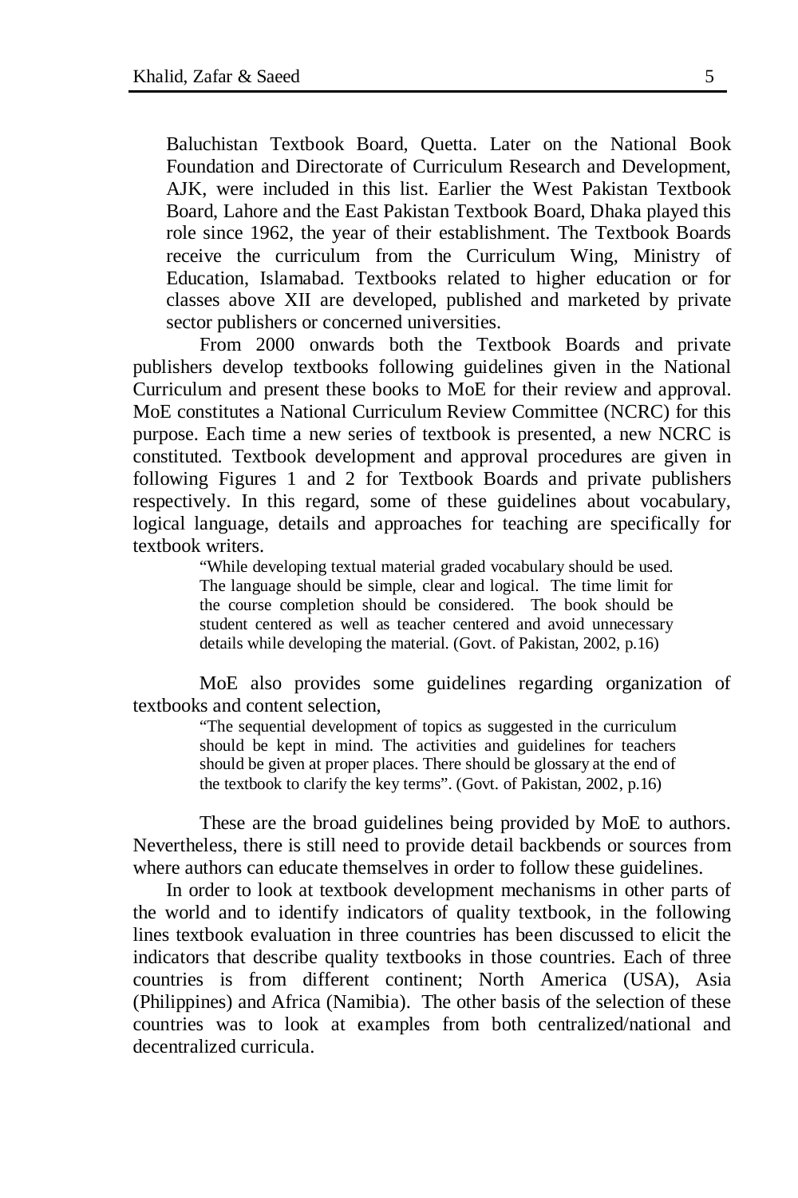Baluchistan Textbook Board, Quetta. Later on the National Book Foundation and Directorate of Curriculum Research and Development, AJK, were included in this list. Earlier the West Pakistan Textbook Board, Lahore and the East Pakistan Textbook Board, Dhaka played this role since 1962, the year of their establishment. The Textbook Boards receive the curriculum from the Curriculum Wing, Ministry of Education, Islamabad. Textbooks related to higher education or for classes above XII are developed, published and marketed by private sector publishers or concerned universities.

From 2000 onwards both the Textbook Boards and private publishers develop textbooks following guidelines given in the National Curriculum and present these books to MoE for their review and approval. MoE constitutes a National Curriculum Review Committee (NCRC) for this purpose. Each time a new series of textbook is presented, a new NCRC is constituted. Textbook development and approval procedures are given in following Figures 1 and 2 for Textbook Boards and private publishers respectively. In this regard, some of these guidelines about vocabulary, logical language, details and approaches for teaching are specifically for textbook writers.

> "While developing textual material graded vocabulary should be used. The language should be simple, clear and logical. The time limit for the course completion should be considered. The book should be student centered as well as teacher centered and avoid unnecessary details while developing the material. (Govt. of Pakistan, 2002, p.16)

MoE also provides some guidelines regarding organization of textbooks and content selection,

> "The sequential development of topics as suggested in the curriculum should be kept in mind. The activities and guidelines for teachers should be given at proper places. There should be glossary at the end of the textbook to clarify the key terms". (Govt. of Pakistan, 2002, p.16)

These are the broad guidelines being provided by MoE to authors. Nevertheless, there is still need to provide detail backbends or sources from where authors can educate themselves in order to follow these guidelines.

In order to look at textbook development mechanisms in other parts of the world and to identify indicators of quality textbook, in the following lines textbook evaluation in three countries has been discussed to elicit the indicators that describe quality textbooks in those countries. Each of three countries is from different continent; North America (USA), Asia (Philippines) and Africa (Namibia). The other basis of the selection of these countries was to look at examples from both centralized/national and decentralized curricula.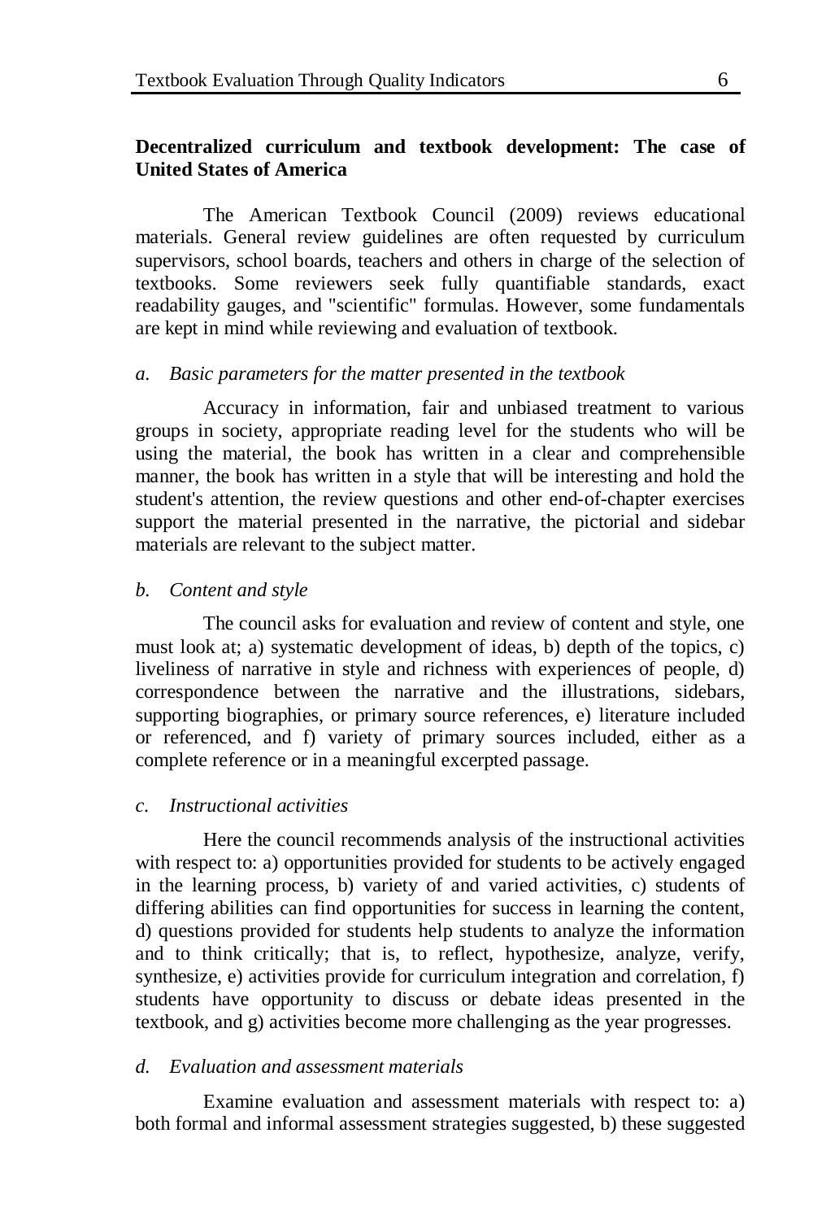**Decentralized curriculum and textbook development: The case of United States of America**

The American Textbook Council (2009) reviews educational materials. General review guidelines are often requested by curriculum supervisors, school boards, teachers and others in charge of the selection of textbooks. Some reviewers seek fully quantifiable standards, exact readability gauges, and "scientific" formulas. However, some fundamentals are kept in mind while reviewing and evaluation of textbook.

*a. Basic parameters for the matter presented in the textbook*

Accuracy in information, fair and unbiased treatment to various groups in society, appropriate reading level for the students who will be using the material, the book has written in a clear and comprehensible manner, the book has written in a style that will be interesting and hold the student's attention, the review questions and other end-of-chapter exercises support the material presented in the narrative, the pictorial and sidebar materials are relevant to the subject matter.

*b. Content and style*

The council asks for evaluation and review of content and style, one must look at; a) systematic development of ideas, b) depth of the topics, c) liveliness of narrative in style and richness with experiences of people, d) correspondence between the narrative and the illustrations, sidebars, supporting biographies, or primary source references, e) literature included or referenced, and f) variety of primary sources included, either as a complete reference or in a meaningful excerpted passage.

*c. Instructional activities*

Here the council recommends analysis of the instructional activities with respect to: a) opportunities provided for students to be actively engaged in the learning process, b) variety of and varied activities, c) students of differing abilities can find opportunities for success in learning the content, d) questions provided for students help students to analyze the information and to think critically; that is, to reflect, hypothesize, analyze, verify, synthesize, e) activities provide for curriculum integration and correlation, f) students have opportunity to discuss or debate ideas presented in the textbook, and g) activities become more challenging as the year progresses.

*d. Evaluation and assessment materials*

Examine evaluation and assessment materials with respect to: a) both formal and informal assessment strategies suggested, b) these suggested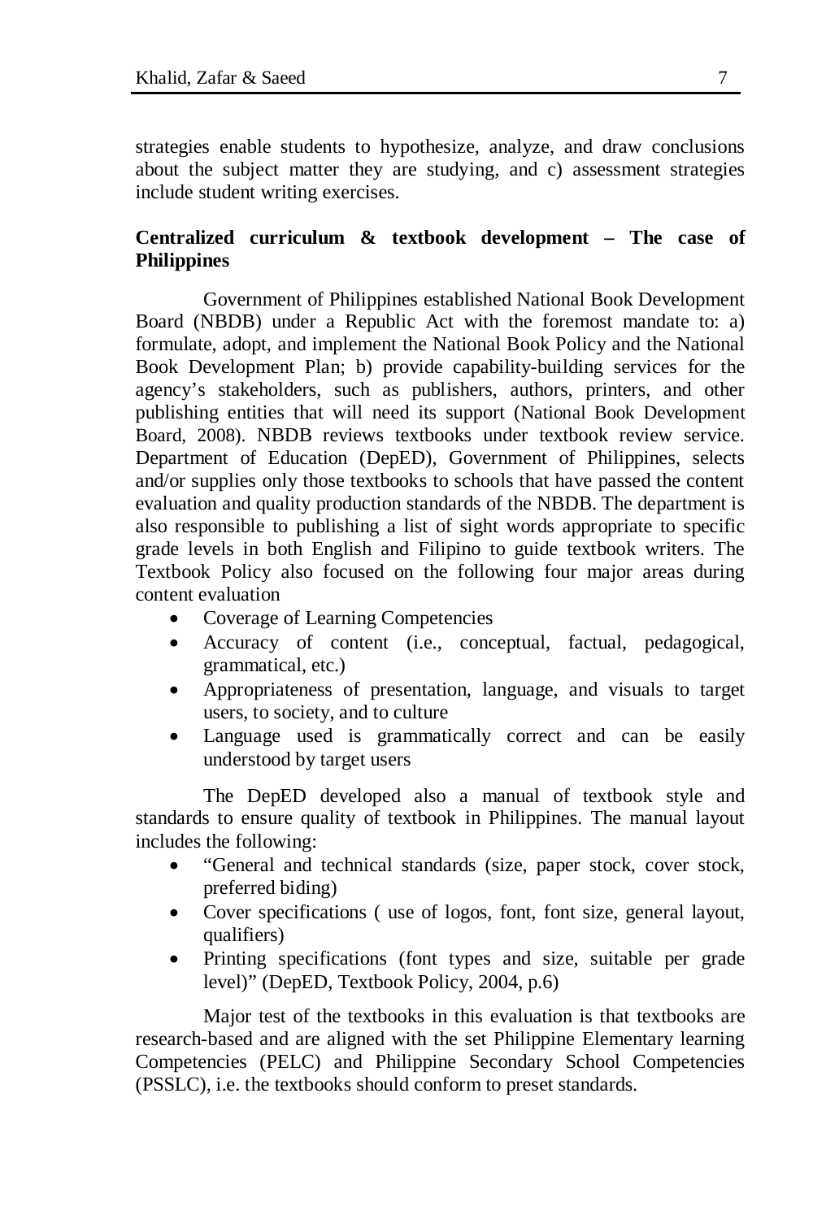strategies enable students to hypothesize, analyze, and draw conclusions about the subject matter they are studying, and c) assessment strategies include student writing exercises.

### Centralized curriculum & textbook development – The case of Philippines

Government of Philippines established National Book Development Board (NBDB) under a Republic Act with the foremost mandate to: a) formulate, adopt, and implement the National Book Policy and the National Book Development Plan; b) provide capability-building services for the agency's stakeholders, such as publishers, authors, printers, and other publishing entities that will need its support (National Book Development Board, 2008). NBDB reviews textbooks under textbook review service. Department of Education (DepED), Government of Philippines, selects and/or supplies only those textbooks to schools that have passed the content evaluation and quality production standards of the NBDB. The department is also responsible to publishing a list of sight words appropriate to specific grade levels in both English and Filipino to guide textbook writers. The Textbook Policy also focused on the following four major areas during content evaluation

- Coverage of Learning Competencies
- Accuracy of content (i.e., conceptual, factual, pedagogical, grammatical, etc.)
- Appropriateness of presentation, language, and visuals to target users, to society, and to culture
- Language used is grammatically correct and can be easily understood by target users

The DepED developed also a manual of textbook style and standards to ensure quality of textbook in Philippines. The manual layout includes the following:

- "General and technical standards (size, paper stock, cover stock, preferred biding)
- Cover specifications ( use of logos, font, font size, general layout, qualifiers)
- Printing specifications (font types and size, suitable per grade level)" (DepED, Textbook Policy, 2004, p.6)

Major test of the textbooks in this evaluation is that textbooks are research-based and are aligned with the set Philippine Elementary learning Competencies (PELC) and Philippine Secondary School Competencies (PSSLC), i.e. the textbooks should conform to preset standards.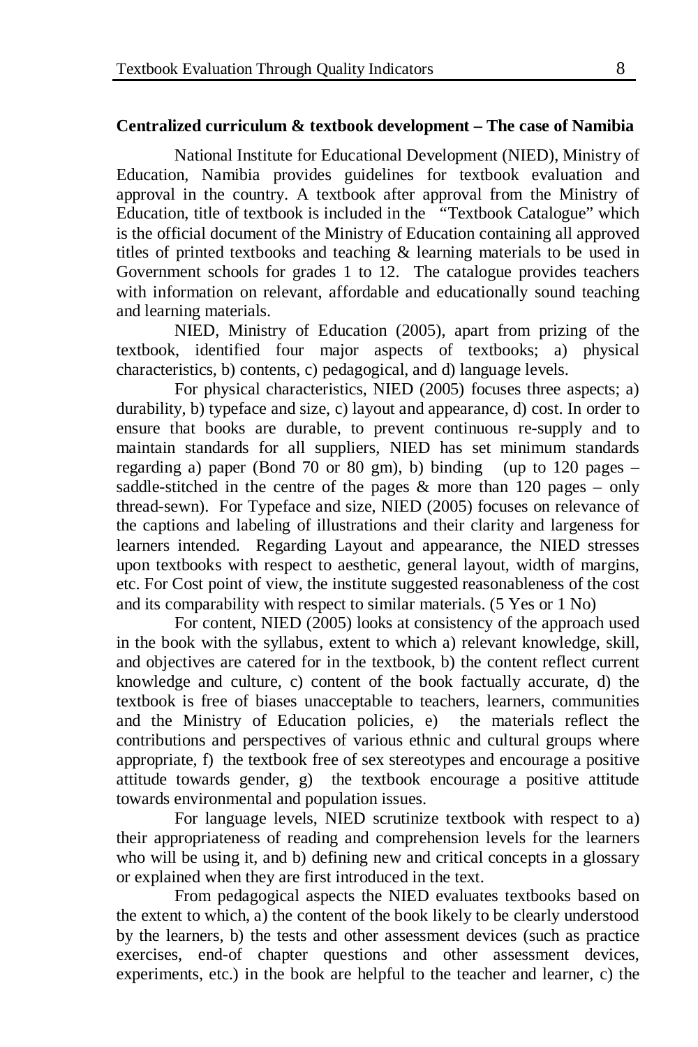**Centralized curriculum & textbook development – The case of Namibia**

National Institute for Educational Development (NIED), Ministry of Education, Namibia provides guidelines for textbook evaluation and approval in the country. A textbook after approval from the Ministry of Education, title of textbook is included in the "Textbook Catalogue" which is the official document of the Ministry of Education containing all approved titles of printed textbooks and teaching & learning materials to be used in Government schools for grades 1 to 12. The catalogue provides teachers with information on relevant, affordable and educationally sound teaching and learning materials.

NIED, Ministry of Education (2005), apart from prizing of the textbook, identified four major aspects of textbooks; a) physical characteristics, b) contents, c) pedagogical, and d) language levels.

For physical characteristics, NIED (2005) focuses three aspects; a) durability, b) typeface and size, c) layout and appearance, d) cost. In order to ensure that books are durable, to prevent continuous re-supply and to maintain standards for all suppliers, NIED has set minimum standards regarding a) paper (Bond 70 or 80 gm), b) binding (up to 120 pages – saddle-stitched in the centre of the pages & more than 120 pages – only thread-sewn). For Typeface and size, NIED (2005) focuses on relevance of the captions and labeling of illustrations and their clarity and largeness for learners intended. Regarding Layout and appearance, the NIED stresses upon textbooks with respect to aesthetic, general layout, width of margins, etc. For Cost point of view, the institute suggested reasonableness of the cost and its comparability with respect to similar materials. (5 Yes or 1 No)

For content, NIED (2005) looks at consistency of the approach used in the book with the syllabus, extent to which a) relevant knowledge, skill, and objectives are catered for in the textbook, b) the content reflect current knowledge and culture, c) content of the book factually accurate, d) the textbook is free of biases unacceptable to teachers, learners, communities and the Ministry of Education policies, e) the materials reflect the contributions and perspectives of various ethnic and cultural groups where appropriate, f) the textbook free of sex stereotypes and encourage a positive attitude towards gender, g) the textbook encourage a positive attitude towards environmental and population issues.

For language levels, NIED scrutinize textbook with respect to a) their appropriateness of reading and comprehension levels for the learners who will be using it, and b) defining new and critical concepts in a glossary or explained when they are first introduced in the text.

From pedagogical aspects the NIED evaluates textbooks based on the extent to which, a) the content of the book likely to be clearly understood by the learners, b) the tests and other assessment devices (such as practice exercises, end-of chapter questions and other assessment devices, experiments, etc.) in the book are helpful to the teacher and learner, c) the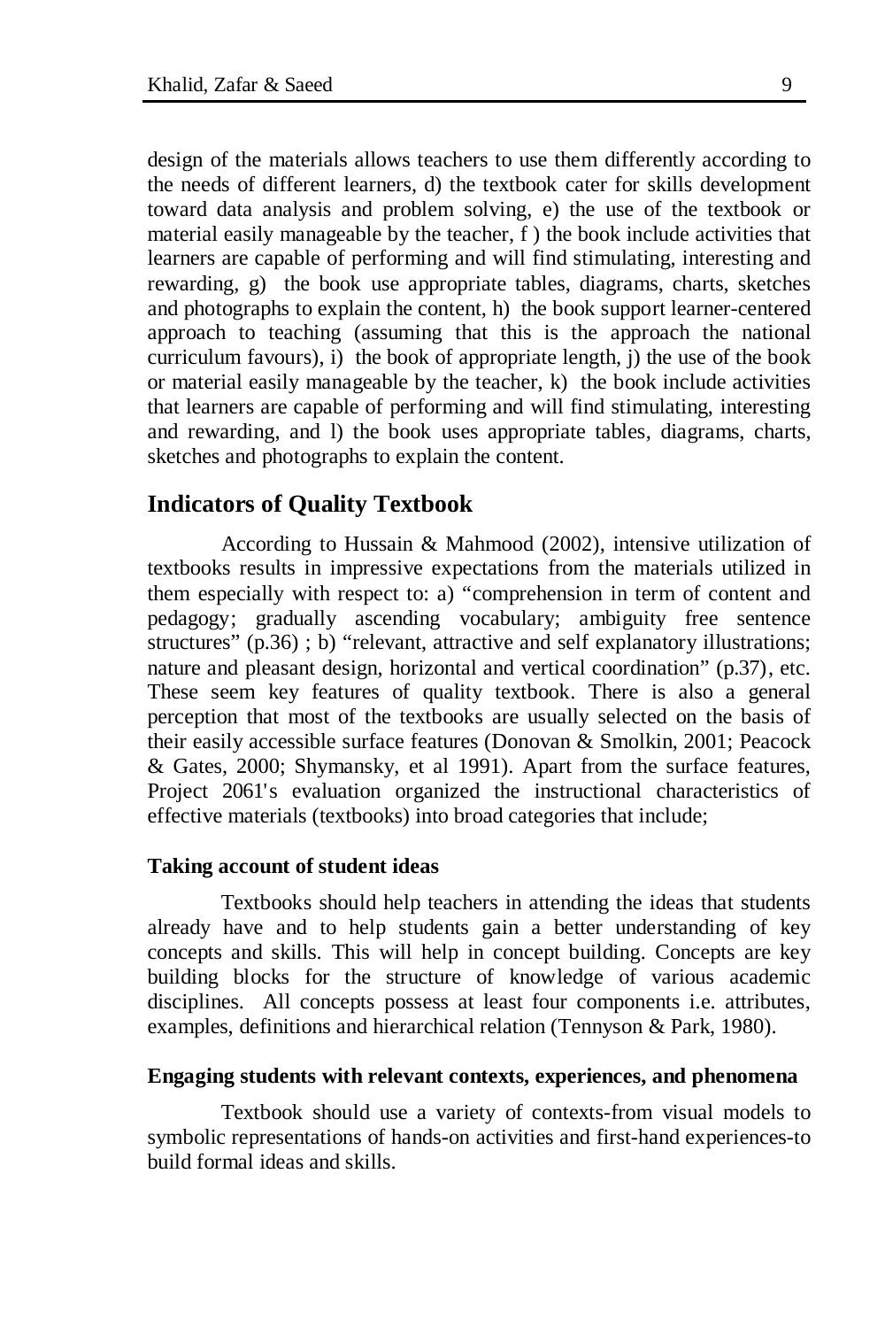design of the materials allows teachers to use them differently according to the needs of different learners, d) the textbook cater for skills development toward data analysis and problem solving, e) the use of the textbook or material easily manageable by the teacher, f ) the book include activities that learners are capable of performing and will find stimulating, interesting and rewarding, g) the book use appropriate tables, diagrams, charts, sketches and photographs to explain the content, h) the book support learner-centered approach to teaching (assuming that this is the approach the national curriculum favours), i) the book of appropriate length, j) the use of the book or material easily manageable by the teacher, k) the book include activities that learners are capable of performing and will find stimulating, interesting and rewarding, and l) the book uses appropriate tables, diagrams, charts, sketches and photographs to explain the content.

## Indicators of Quality Textbook

According to Hussain & Mahmood (2002), intensive utilization of textbooks results in impressive expectations from the materials utilized in them especially with respect to: a) "comprehension in term of content and pedagogy; gradually ascending vocabulary; ambiguity free sentence structures" (p.36) ; b) "relevant, attractive and self explanatory illustrations; nature and pleasant design, horizontal and vertical coordination" (p.37), etc. These seem key features of quality textbook. There is also a general perception that most of the textbooks are usually selected on the basis of their easily accessible surface features (Donovan & Smolkin, 2001; Peacock & Gates, 2000; Shymansky, et al 1991). Apart from the surface features, Project 2061's evaluation organized the instructional characteristics of effective materials (textbooks) into broad categories that include;

### Taking account of student ideas

Textbooks should help teachers in attending the ideas that students already have and to help students gain a better understanding of key concepts and skills. This will help in concept building. Concepts are key building blocks for the structure of knowledge of various academic disciplines. All concepts possess at least four components i.e. attributes, examples, definitions and hierarchical relation (Tennyson & Park, 1980).

### Engaging students with relevant contexts, experiences, and phenomena

Textbook should use a variety of contexts-from visual models to symbolic representations of hands-on activities and first-hand experiences-to build formal ideas and skills.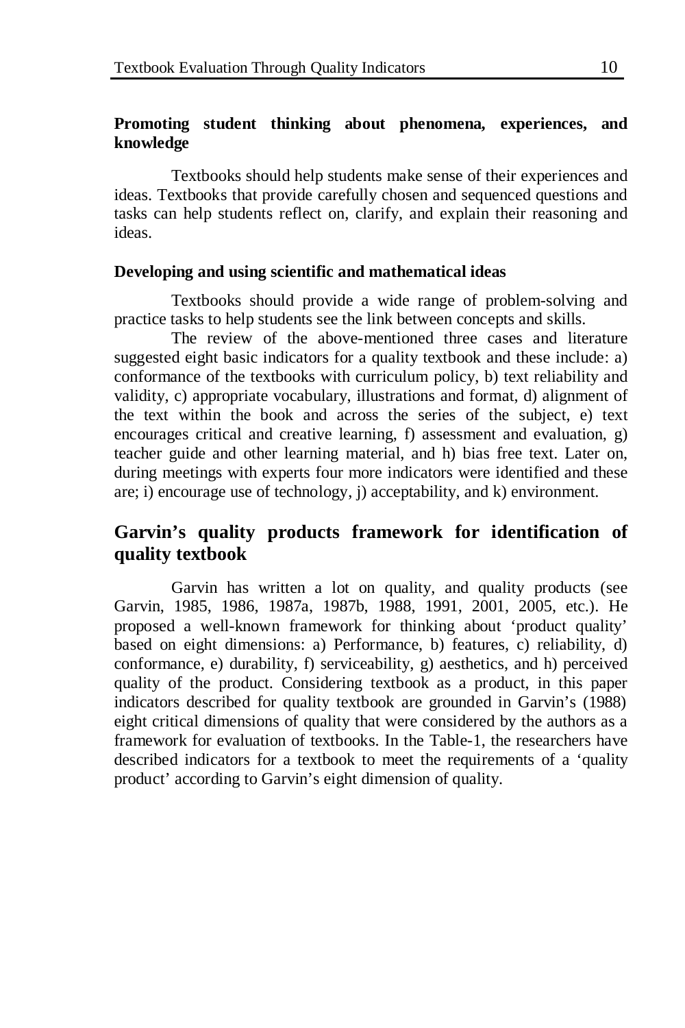### Promoting student thinking about phenomena, experiences, and knowledge

Textbooks should help students make sense of their experiences and ideas. Textbooks that provide carefully chosen and sequenced questions and tasks can help students reflect on, clarify, and explain their reasoning and ideas.

### Developing and using scientific and mathematical ideas

Textbooks should provide a wide range of problem-solving and practice tasks to help students see the link between concepts and skills.

The review of the above-mentioned three cases and literature suggested eight basic indicators for a quality textbook and these include: a) conformance of the textbooks with curriculum policy, b) text reliability and validity, c) appropriate vocabulary, illustrations and format, d) alignment of the text within the book and across the series of the subject, e) text encourages critical and creative learning, f) assessment and evaluation, g) teacher guide and other learning material, and h) bias free text. Later on, during meetings with experts four more indicators were identified and these are; i) encourage use of technology, j) acceptability, and k) environment.

## Garvin's quality products framework for identification of quality textbook

Garvin has written a lot on quality, and quality products (see Garvin, 1985, 1986, 1987a, 1987b, 1988, 1991, 2001, 2005, etc.). He proposed a well-known framework for thinking about 'product quality' based on eight dimensions: a) Performance, b) features, c) reliability, d) conformance, e) durability, f) serviceability, g) aesthetics, and h) perceived quality of the product. Considering textbook as a product, in this paper indicators described for quality textbook are grounded in Garvin's (1988) eight critical dimensions of quality that were considered by the authors as a framework for evaluation of textbooks. In the Table-1, the researchers have described indicators for a textbook to meet the requirements of a 'quality product' according to Garvin's eight dimension of quality.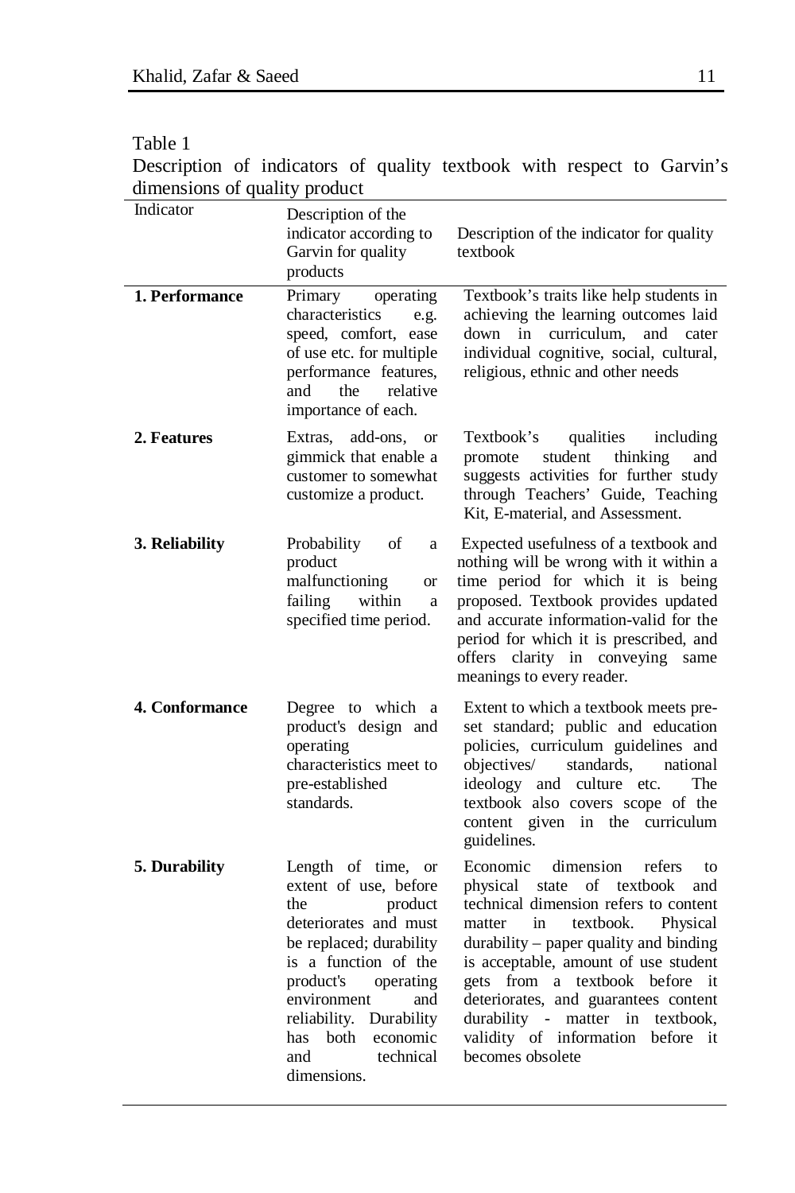Table 1

Description of indicators of quality textbook with respect to Garvin's dimensions of quality product

| Indicator | Description of the indicator according to Garvin for quality products | Description of the indicator for quality textbook |
|---|---|---|
| **1. Performance** | Primary operating characteristics e.g. speed, comfort, ease of use etc. for multiple performance features, and the relative importance of each. | Textbook's traits like help students in achieving the learning outcomes laid down in curriculum, and cater individual cognitive, social, cultural, religious, ethnic and other needs |
| **2. Features** | Extras, add-ons, or gimmick that enable a customer to somewhat customize a product. | Textbook's qualities including promote student thinking and suggests activities for further study through Teachers' Guide, Teaching Kit, E-material, and Assessment. |
| **3. Reliability** | Probability of a product malfunctioning or failing within a specified time period. | Expected usefulness of a textbook and nothing will be wrong with it within a time period for which it is being proposed. Textbook provides updated and accurate information-valid for the period for which it is prescribed, and offers clarity in conveying same meanings to every reader. |
| **4. Conformance** | Degree to which a product's design and operating characteristics meet to pre-established standards. | Extent to which a textbook meets pre-set standard; public and education policies, curriculum guidelines and objectives/ standards, national ideology and culture etc. The textbook also covers scope of the content given in the curriculum guidelines. |
| **5. Durability** | Length of time, or extent of use, before the product deteriorates and must be replaced; durability is a function of the product's operating environment and reliability. Durability has both economic and technical dimensions. | Economic dimension refers to physical state of textbook and technical dimension refers to content matter in textbook. Physical durability – paper quality and binding is acceptable, amount of use student gets from a textbook before it deteriorates, and guarantees content durability - matter in textbook, validity of information before it becomes obsolete |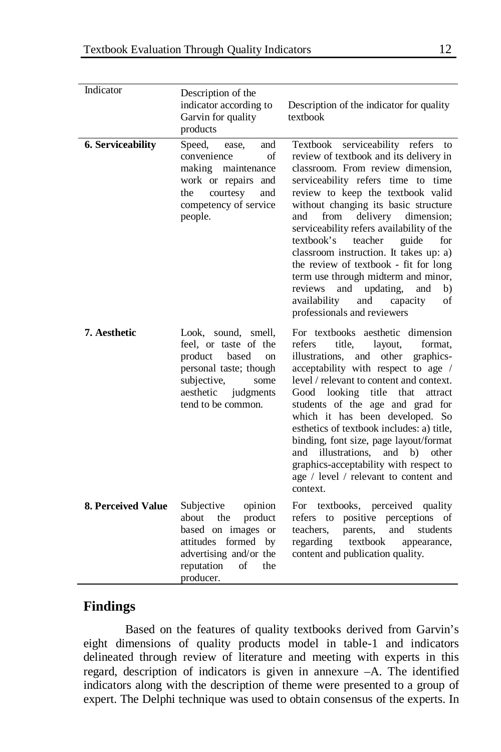| Indicator | Description of the indicator according to Garvin for quality products | Description of the indicator for quality textbook |
|---|---|---|
| **6. Serviceability** | Speed, ease, and convenience of making maintenance work or repairs and the courtesy and competency of service people. | Textbook serviceability refers to review of textbook and its delivery in classroom. From review dimension, serviceability refers time to time review to keep the textbook valid without changing its basic structure and from delivery dimension; serviceability refers availability of the textbook's teacher guide for classroom instruction. It takes up: a) the review of textbook - fit for long term use through midterm and minor, reviews and updating, and b) availability and capacity of professionals and reviewers |
| **7. Aesthetic** | Look, sound, smell, feel, or taste of the product based on personal taste; though subjective, some aesthetic judgments tend to be common. | For textbooks aesthetic dimension refers title, layout, format, illustrations, and other graphics-acceptability with respect to age / level / relevant to content and context. Good looking title that attract students of the age and grad for which it has been developed. So esthetics of textbook includes: a) title, binding, font size, page layout/format and illustrations, and b) other graphics-acceptability with respect to age / level / relevant to content and context. |
| **8. Perceived Value** | Subjective opinion about the product based on images or attitudes formed by advertising and/or the reputation of the producer. | For textbooks, perceived quality refers to positive perceptions of teachers, parents, and students regarding textbook appearance, content and publication quality. |

## Findings

Based on the features of quality textbooks derived from Garvin's eight dimensions of quality products model in table-1 and indicators delineated through review of literature and meeting with experts in this regard, description of indicators is given in annexure –A. The identified indicators along with the description of theme were presented to a group of expert. The Delphi technique was used to obtain consensus of the experts. In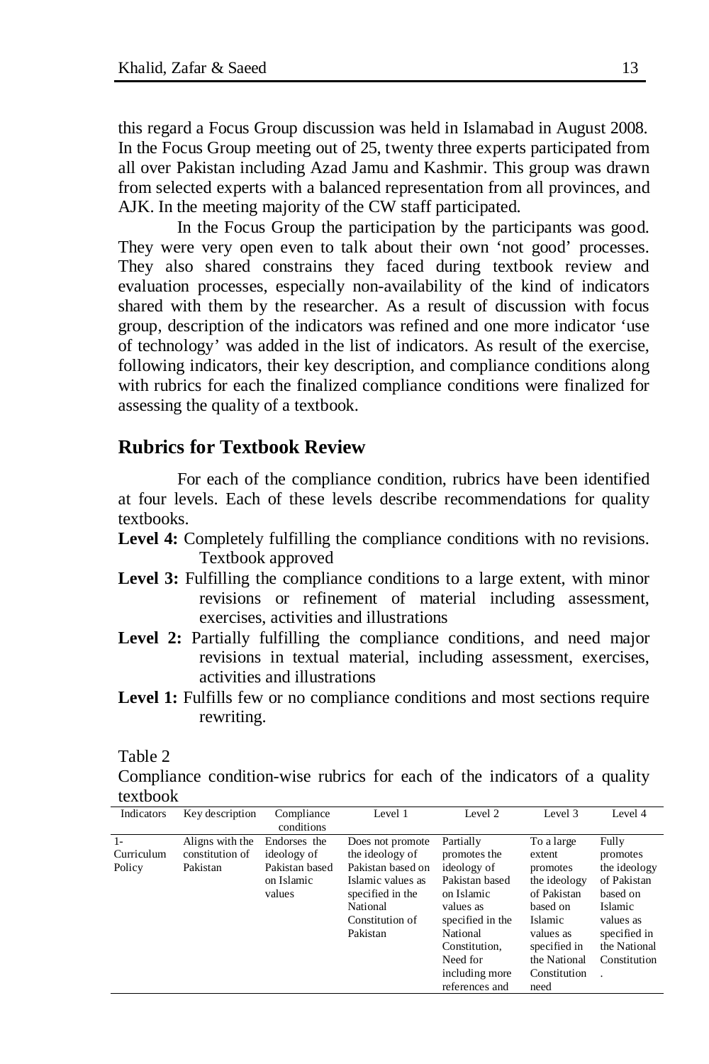this regard a Focus Group discussion was held in Islamabad in August 2008. In the Focus Group meeting out of 25, twenty three experts participated from all over Pakistan including Azad Jamu and Kashmir. This group was drawn from selected experts with a balanced representation from all provinces, and AJK. In the meeting majority of the CW staff participated.

In the Focus Group the participation by the participants was good. They were very open even to talk about their own 'not good' processes. They also shared constrains they faced during textbook review and evaluation processes, especially non-availability of the kind of indicators shared with them by the researcher. As a result of discussion with focus group, description of the indicators was refined and one more indicator 'use of technology' was added in the list of indicators. As result of the exercise, following indicators, their key description, and compliance conditions along with rubrics for each the finalized compliance conditions were finalized for assessing the quality of a textbook.

## Rubrics for Textbook Review

For each of the compliance condition, rubrics have been identified at four levels. Each of these levels describe recommendations for quality textbooks.

**Level 4:** Completely fulfilling the compliance conditions with no revisions. Textbook approved

**Level 3:** Fulfilling the compliance conditions to a large extent, with minor revisions or refinement of material including assessment, exercises, activities and illustrations

**Level 2:** Partially fulfilling the compliance conditions, and need major revisions in textual material, including assessment, exercises, activities and illustrations

**Level 1:** Fulfills few or no compliance conditions and most sections require rewriting.

Table 2

Compliance condition-wise rubrics for each of the indicators of a quality textbook

| Indicators | Key description | Compliance conditions | Level 1 | Level 2 | Level 3 | Level 4 |
|---|---|---|---|---|---|---|
| 1- Curriculum Policy | Aligns with the constitution of Pakistan | Endorses the ideology of Pakistan based on Islamic values | Does not promote the ideology of Pakistan based on Islamic values as specified in the National Constitution of Pakistan | Partially promotes the ideology of Pakistan based on Islamic values as specified in the National Constitution, Need for including more references and | To a large extent promotes the ideology of Pakistan based on Islamic values as specified in the National Constitution need | Fully promotes the ideology of Pakistan based on Islamic values as specified in the National Constitution. |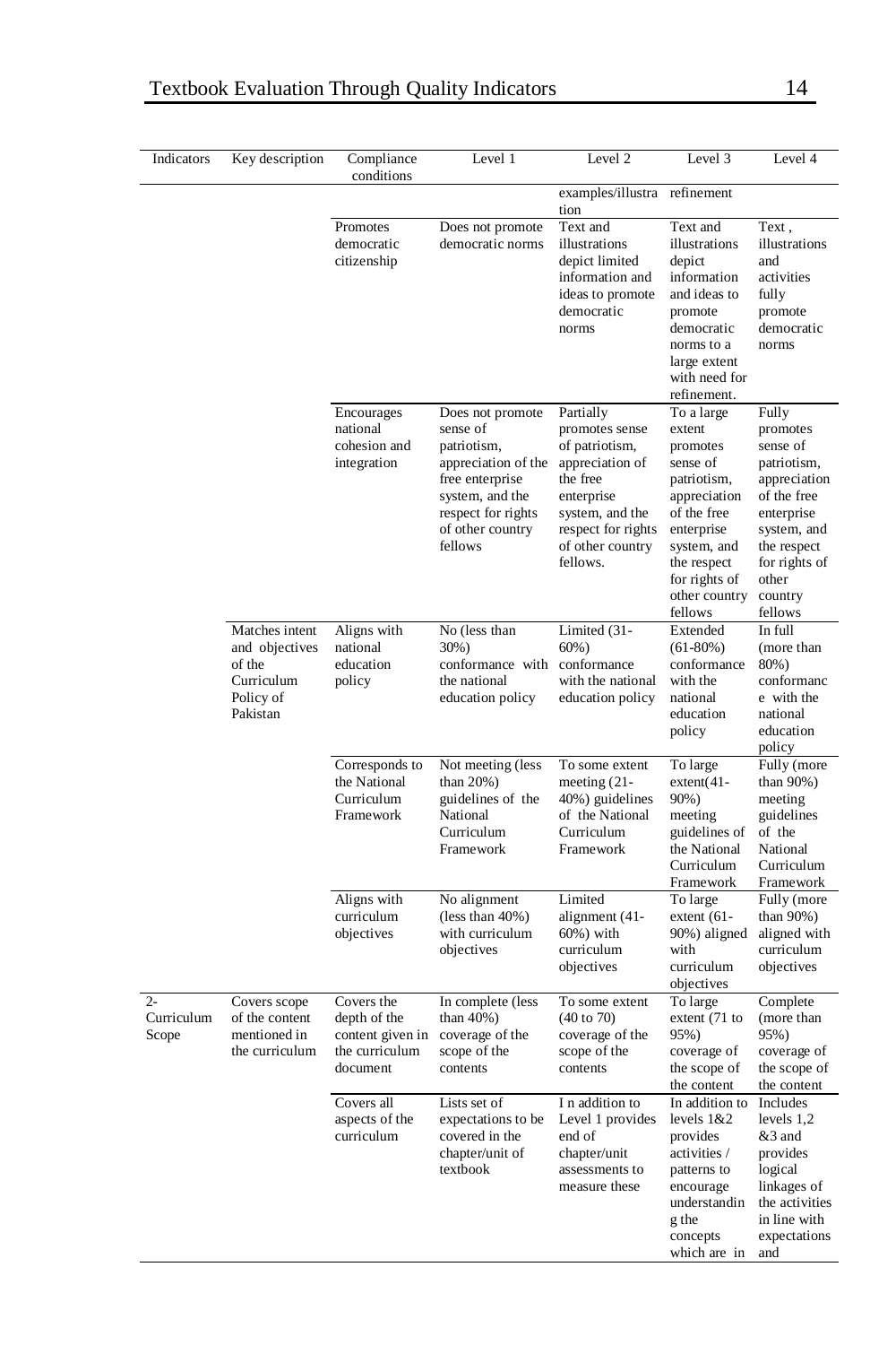| Indicators | Key description | Compliance conditions | Level 1 | Level 2 | Level 3 | Level 4 |
|---|---|---|---|---|---|---|
| | | | | examples/illustration | refinement | |
| | | Promotes democratic citizenship | Does not promote democratic norms | Text and illustrations depict limited information and ideas to promote democratic norms | Text and illustrations depict information and ideas to promote democratic norms to a large extent with need for refinement. | Text , illustrations and activities fully promote democratic norms |
| | | Encourages national cohesion and integration | Does not promote sense of patriotism, appreciation of the free enterprise system, and the respect for rights of other country fellows | Partially promotes sense of patriotism, appreciation of the free enterprise system, and the respect for rights of other country fellows. | To a large extent promotes sense of patriotism, appreciation of the free enterprise system, and the respect for rights of other country fellows | Fully promotes sense of patriotism, appreciation of the free enterprise system, and the respect for rights of other country fellows |
| | Matches intent and objectives of the Curriculum Policy of Pakistan | Aligns with national education policy | No (less than 30%) conformance with the national education policy | Limited (31-60%) conformance with the national education policy | Extended (61-80%) conformance with the national education policy | In full (more than 80%) conformance with the national education policy |
| | | Corresponds to the National Curriculum Framework | Not meeting (less than 20%) guidelines of the National Curriculum Framework | To some extent meeting (21-40%) guidelines of the National Curriculum Framework | To large extent(41-90%) meeting guidelines of the National Curriculum Framework | Fully (more than 90%) meeting guidelines of the National Curriculum Framework |
| | | Aligns with curriculum objectives | No alignment (less than 40%) with curriculum objectives | Limited alignment (41-60%) with curriculum objectives | To large extent (61-90%) aligned with curriculum objectives | Fully (more than 90%) aligned with curriculum objectives |
| 2- Curriculum Scope | Covers scope of the content mentioned in the curriculum | Covers the depth of the content given in the curriculum document | In complete (less than 40%) coverage of the scope of the contents | To some extent (40 to 70) coverage of the scope of the contents | To large extent (71 to 95%) coverage of the scope of the content | Complete (more than 95%) coverage of the scope of the content |
| | | Covers all aspects of the curriculum | Lists set of expectations to be covered in the chapter/unit of textbook | I n addition to Level 1 provides end of chapter/unit assessments to measure these | In addition to levels 1&2 provides activities / patterns to encourage understanding the concepts which are in | Includes levels 1,2 &3 and provides logical linkages of the activities in line with expectations and |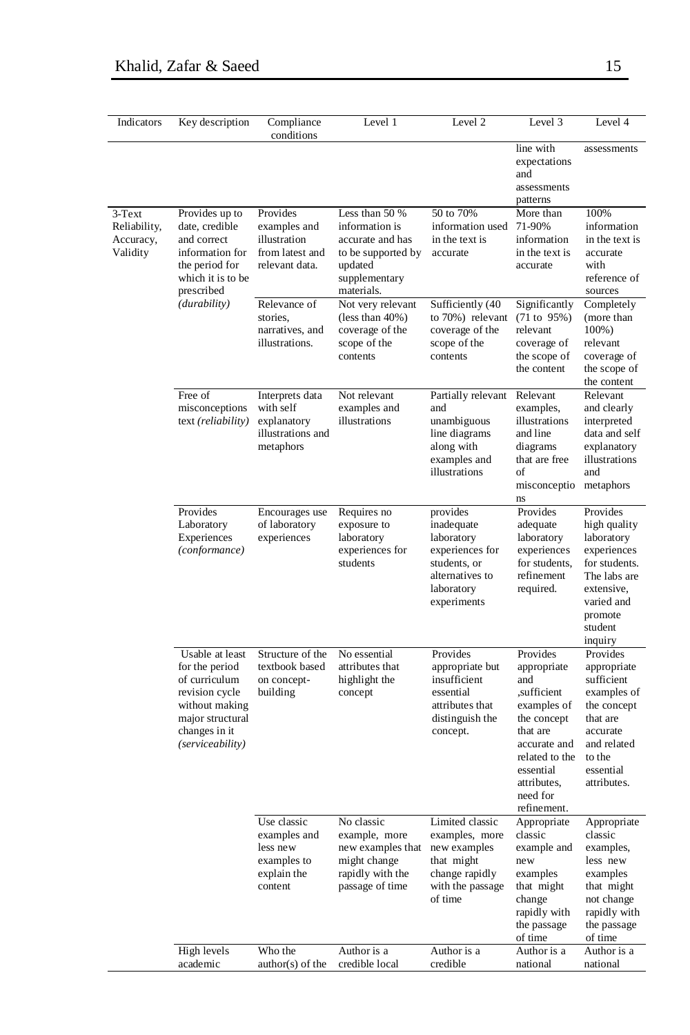| Indicators | Key description | Compliance conditions | Level 1 | Level 2 | Level 3 | Level 4 |
|---|---|---|---|---|---|---|
| | | | | | line with expectations and assessments patterns | assessments |
| 3-Text Reliability, Accuracy, Validity | Provides up to date, credible and correct information for the period for which it is to be prescribed *(durability)* | Provides examples and illustration from latest and relevant data. | Less than 50 % information is accurate and has to be supported by updated supplementary materials. | 50 to 70% information used in the text is accurate | More than 71-90% information in the text is accurate | 100% information in the text is accurate with reference of sources |
| | | Relevance of stories, narratives, and illustrations. | Not very relevant (less than 40%) coverage of the scope of the contents | Sufficiently (40 to 70%) relevant coverage of the scope of the contents | Significantly (71 to 95%) relevant coverage of the scope of the content | Completely (more than 100%) relevant coverage of the scope of the content |
| | Free of misconceptions text *(reliability)* | Interprets data with self explanatory illustrations and metaphors | Not relevant examples and illustrations | Partially relevant and unambiguous line diagrams along with examples and illustrations | Relevant examples, illustrations and line diagrams that are free of misconceptions | Relevant and clearly interpreted data and self explanatory illustrations and metaphors |
| | Provides Laboratory Experiences *(conformance)* | Encourages use of laboratory experiences | Requires no exposure to laboratory experiences for students | provides inadequate laboratory experiences for students, or alternatives to laboratory experiments | Provides adequate laboratory experiences for students, refinement required. | Provides high quality laboratory experiences for students. The labs are extensive, varied and promote student inquiry |
| | Usable at least for the period of curriculum revision cycle without making major structural changes in it *(serviceability)* | Structure of the textbook based on concept-building | No essential attributes that highlight the concept | Provides appropriate but insufficient essential attributes that distinguish the concept. | Provides appropriate and ,sufficient examples of the concept that are accurate and related to the essential attributes, need for refinement. | Provides appropriate sufficient examples of the concept that are accurate and related to the essential attributes. |
| | | Use classic examples and less new examples to explain the content | No classic example, more new examples that might change rapidly with the passage of time | Limited classic examples, more new examples that might change rapidly with the passage of time | Appropriate classic example and new examples that might change rapidly with the passage of time | Appropriate classic examples, less new examples that might not change rapidly with the passage of time |
| | High levels academic | Who the author(s) of the | Author is a credible local | Author is a credible | Author is a national | Author is a national |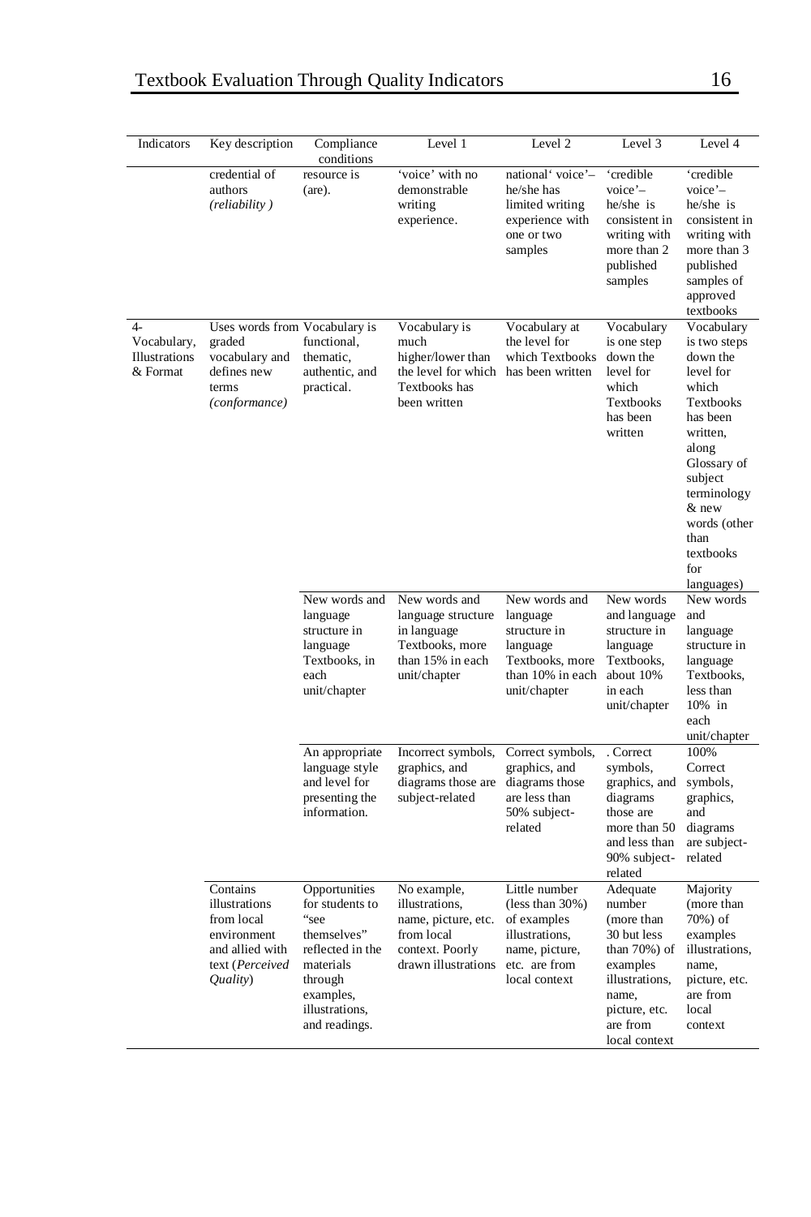| Indicators | Key description | Compliance conditions | Level 1 | Level 2 | Level 3 | Level 4 |
|---|---|---|---|---|---|---|
| | credential of authors *(reliability )* | resource is (are). | 'voice' with no demonstrable writing experience. | national' voice'– he/she has limited writing experience with one or two samples | 'credible voice'– he/she is consistent in writing with more than 2 published samples | 'credible voice'– he/she is consistent in writing with more than 3 published samples of approved textbooks |
| 4- Vocabulary, Illustrations & Format | Uses words from graded vocabulary and defines new terms *(conformance)* | Vocabulary is functional, thematic, authentic, and practical. | Vocabulary is much higher/lower than the level for which Textbooks has been written | Vocabulary at the level for which Textbooks has been written | Vocabulary is one step down the level for which Textbooks has been written | Vocabulary is two steps down the level for which Textbooks has been written, along Glossary of subject terminology & new words (other than textbooks for languages) |
| | | New words and language structure in language Textbooks, in each unit/chapter | New words and language structure in language Textbooks, more than 15% in each unit/chapter | New words and language structure in language Textbooks, more than 10% in each unit/chapter | New words and language structure in language Textbooks, about 10% in each unit/chapter | New words and language structure in language Textbooks, less than 10% in each unit/chapter |
| | | An appropriate language style and level for presenting the information. | Incorrect symbols, graphics, and diagrams those are subject-related | Correct symbols, graphics, and diagrams those are less than 50% subject-related | . Correct symbols, graphics, and diagrams those are more than 50 and less than 90% subject-related | 100% Correct symbols, graphics, and diagrams are subject-related |
| | Contains illustrations from local environment and allied with text (*Perceived Quality*) | Opportunities for students to "see themselves" reflected in the materials through examples, illustrations, and readings. | No example, illustrations, name, picture, etc. from local context. Poorly drawn illustrations | Little number (less than 30%) of examples illustrations, name, picture, etc. are from local context | Adequate number (more than 30 but less than 70%) of examples illustrations, name, picture, etc. are from local context | Majority (more than 70%) of examples illustrations, name, picture, etc. are from local context |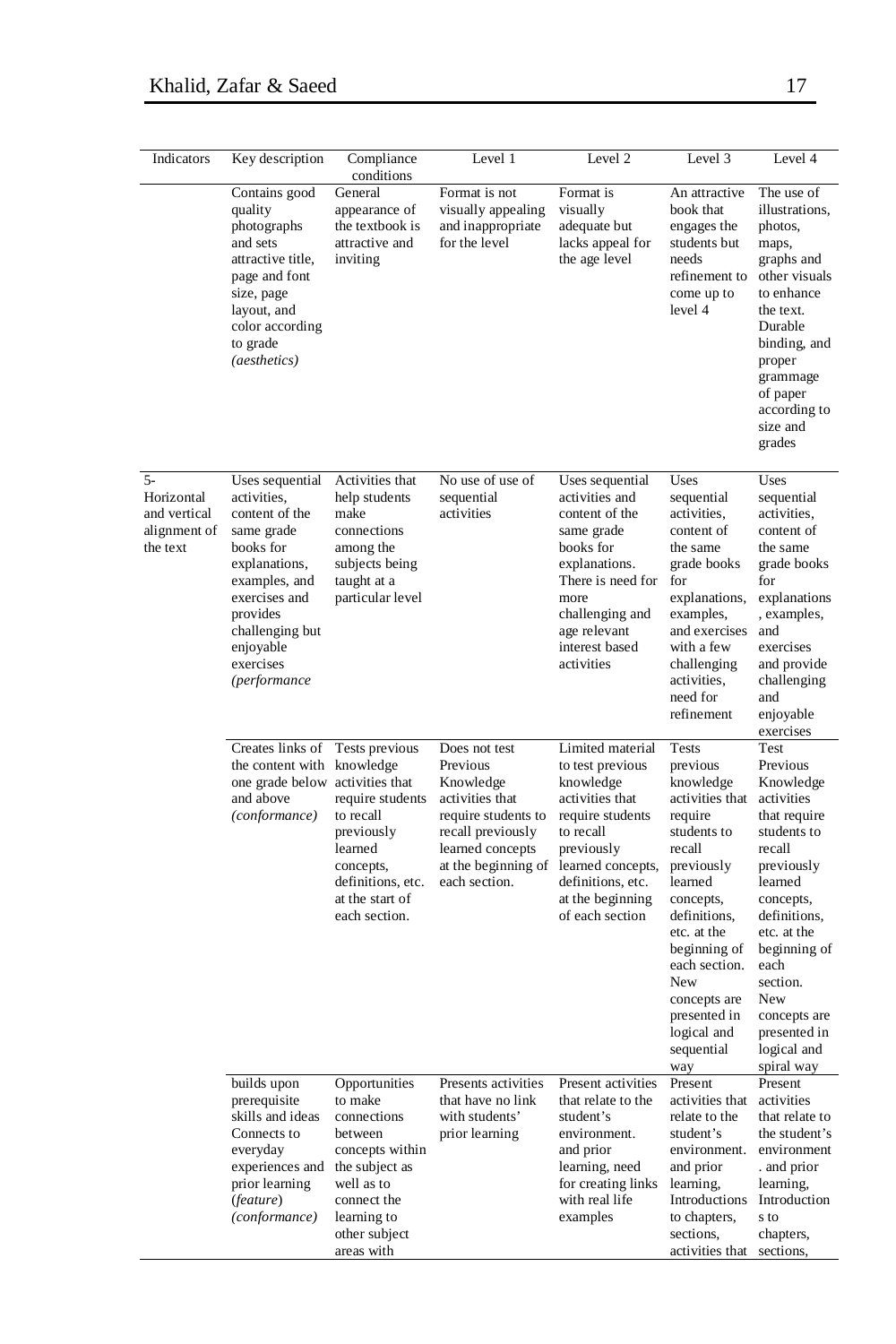| Indicators | Key description | Compliance conditions | Level 1 | Level 2 | Level 3 | Level 4 |
|---|---|---|---|---|---|---|
| | Contains good quality photographs and sets attractive title, page and font size, page layout, and color according to grade *(aesthetics)* | General appearance of the textbook is attractive and inviting | Format is not visually appealing and inappropriate for the level | Format is visually adequate but lacks appeal for the age level | An attractive book that engages the students but needs refinement to come up to level 4 | The use of illustrations, photos, maps, graphs and other visuals to enhance the text. Durable binding, and proper grammage of paper according to size and grades |
| 5- Horizontal and vertical alignment of the text | Uses sequential activities, content of the same grade books for explanations, examples, and exercises and provides challenging but enjoyable exercises *(performance* | Activities that help students make connections among the subjects being taught at a particular level | No use of use of sequential activities | Uses sequential activities and content of the same grade books for explanations. There is need for more challenging and age relevant interest based activities | Uses sequential activities, content of the same grade books for explanations, examples, and exercises with a few challenging activities, need for refinement | Uses sequential activities, content of the same grade books for explanations, examples, and exercises and provide challenging and enjoyable exercises |
| | Creates links of the content with one grade below and above *(conformance)* | Tests previous knowledge activities that require students to recall previously learned concepts, definitions, etc. at the start of each section. | Does not test Previous Knowledge activities that require students to recall previously learned concepts at the beginning of each section. | Limited material to test previous knowledge activities that require students to recall previously learned concepts, definitions, etc. at the beginning of each section | Tests previous knowledge activities that require students to recall previously learned concepts, definitions, etc. at the beginning of each section. New concepts are presented in logical and sequential way | Test Previous Knowledge activities that require students to recall previously learned concepts, definitions, etc. at the beginning of each section. New concepts are presented in logical and spiral way |
| | builds upon prerequisite skills and ideas Connects to everyday experiences and prior learning (*feature*) *(conformance)* | Opportunities to make connections between concepts within the subject as well as to connect the learning to other subject areas with | Presents activities that have no link with students' prior learning | Present activities that relate to the student's environment. and prior learning, need for creating links with real life examples | Present activities that relate to the student's environment. and prior learning, Introductions to chapters, sections, activities that | Present activities that relate to the student's environment . and prior learning, Introduction s to chapters, sections, |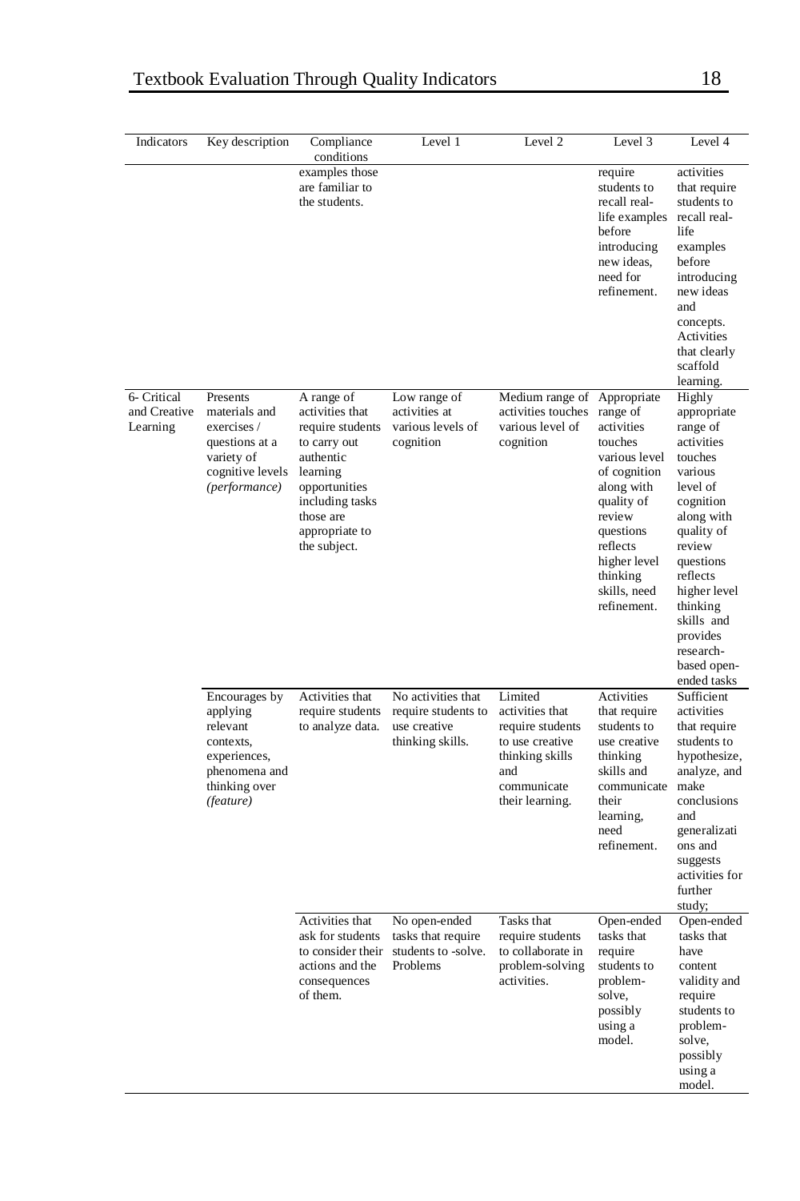| Indicators | Key description | Compliance conditions | Level 1 | Level 2 | Level 3 | Level 4 |
|---|---|---|---|---|---|---|
| | | examples those are familiar to the students. | | | require students to recall real-life examples before introducing new ideas, need for refinement. | activities that require students to recall real-life examples before introducing new ideas and concepts. Activities that clearly scaffold learning. |
| 6- Critical and Creative Learning | Presents materials and exercises / questions at a variety of cognitive levels *(performance)* | A range of activities that require students to carry out authentic learning opportunities including tasks those are appropriate to the subject. | Low range of activities at various levels of cognition | Medium range of activities touches various level of cognition | Appropriate range of activities touches various level of cognition along with quality of review questions reflects higher level thinking skills, need refinement. | Highly appropriate range of activities touches various level of cognition along with quality of review questions reflects higher level thinking skills and provides research-based open-ended tasks |
| | Encourages by applying relevant contexts, experiences, phenomena and thinking over *(feature)* | Activities that require students to analyze data. | No activities that require students to use creative thinking skills. | Limited activities that require students to use creative thinking skills and communicate their learning. | Activities that require students to use creative thinking skills and communicate their learning, need refinement. | Sufficient activities that require students to hypothesize, analyze, and make conclusions and generalizations and suggests activities for further study; |
| | | Activities that ask for students to consider their actions and the consequences of them. | No open-ended tasks that require students to -solve. Problems | Tasks that require students to collaborate in problem-solving activities. | Open-ended tasks that require students to problem-solve, possibly using a model. | Open-ended tasks that have content validity and require students to problem-solve, possibly using a model. |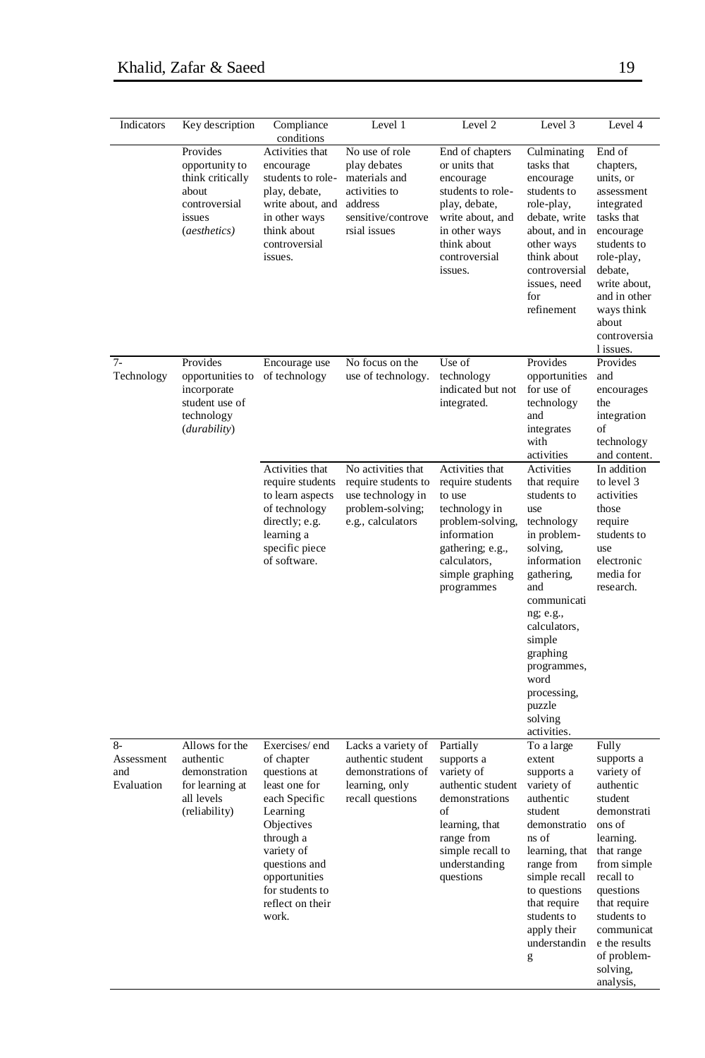| Indicators | Key description | Compliance conditions | Level 1 | Level 2 | Level 3 | Level 4 |
|---|---|---|---|---|---|---|
| | Provides opportunity to think critically about controversial issues (*aesthetics*) | Activities that encourage students to role-play, debate, write about, and in other ways think about controversial issues. | No use of role play debates materials and activities to address sensitive/controversial issues | End of chapters or units that encourage students to role-play, debate, write about, and in other ways think about controversial issues. | Culminating tasks that encourage students to role-play, debate, write about, and in other ways think about controversial issues, need for refinement | End of chapters, units, or assessment integrated tasks that encourage students to role-play, debate, write about, and in other ways think about controversial issues. |
| 7- Technology | Provides opportunities to incorporate student use of technology (*durability*) | Encourage use of technology | No focus on the use of technology. | Use of technology indicated but not integrated. | Provides opportunities for use of technology and integrates with activities | Provides and encourages the integration of technology and content. |
| | | Activities that require students to learn aspects of technology directly; e.g. learning a specific piece of software. | No activities that require students to use technology in problem-solving; e.g., calculators | Activities that require students to use technology in problem-solving, information gathering; e.g., calculators, simple graphing programmes | Activities that require students to use technology in problem-solving, information gathering, and communicating; e.g., calculators, simple graphing programmes, word processing, puzzle solving activities. | In addition to level 3 activities those require students to use electronic media for research. |
| 8- Assessment and Evaluation | Allows for the authentic demonstration for learning at all levels (reliability) | Exercises/ end of chapter questions at least one for each Specific Learning Objectives through a variety of questions and opportunities for students to reflect on their work. | Lacks a variety of authentic student demonstrations of learning, only recall questions | Partially supports a variety of authentic student demonstrations of learning, that range from simple recall to understanding questions | To a large extent supports a variety of authentic student demonstrations of learning, that range from simple recall to questions that require students to apply their understanding | Fully supports a variety of authentic student demonstrations of learning. that range from simple recall to questions that require students to communicate the results of problem-solving, analysis, |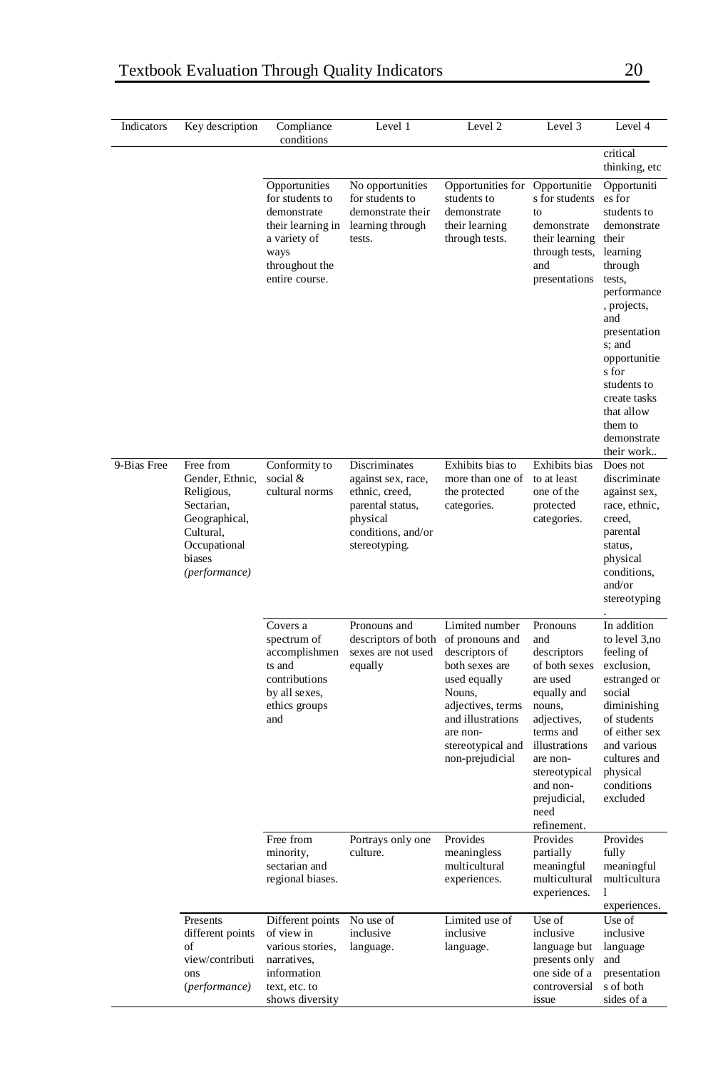| Indicators | Key description | Compliance conditions | Level 1 | Level 2 | Level 3 | Level 4 |
|---|---|---|---|---|---|---|
| | | | | | | critical thinking, etc |
| | | Opportunities for students to demonstrate their learning in a variety of ways throughout the entire course. | No opportunities for students to demonstrate their learning through tests. | Opportunities for students to demonstrate their learning through tests. | Opportunities for students to demonstrate their learning through tests, and presentations | Opportunities for students to demonstrate their learning through tests, performance, projects, and presentations; and opportunities for students to create tasks that allow them to demonstrate their work.. |
| 9-Bias Free | Free from Gender, Ethnic, Religious, Sectarian, Geographical, Cultural, Occupational biases *(performance)* | Conformity to social & cultural norms | Discriminates against sex, race, ethnic, creed, parental status, physical conditions, and/or stereotyping. | Exhibits bias to more than one of the protected categories. | Exhibits bias to at least one of the protected categories. | Does not discriminate against sex, race, ethnic, creed, parental status, physical conditions, and/or stereotyping. |
| | | Covers a spectrum of accomplishments and contributions by all sexes, ethics groups and | Pronouns and descriptors of both sexes are not used equally | Limited number of pronouns and descriptors of both sexes are used equally Nouns, adjectives, terms and illustrations are non-stereotypical and non-prejudicial | Pronouns and descriptors of both sexes are used equally and nouns, adjectives, terms and illustrations are non-stereotypical and non-prejudicial, need refinement. | In addition to level 3,no feeling of exclusion, estranged or social diminishing of students of either sex and various cultures and physical conditions excluded |
| | | Free from minority, sectarian and regional biases. | Portrays only one culture. | Provides meaningless multicultural experiences. | Provides partially meaningful multicultural experiences. | Provides fully meaningful multicultural experiences. |
| | Presents different points of view/contributions *(performance)* | Different points of view in various stories, narratives, information text, etc. to shows diversity | No use of inclusive language. | Limited use of inclusive language. | Use of inclusive language but presents only one side of a controversial issue | Use of inclusive language and presentations of both sides of a |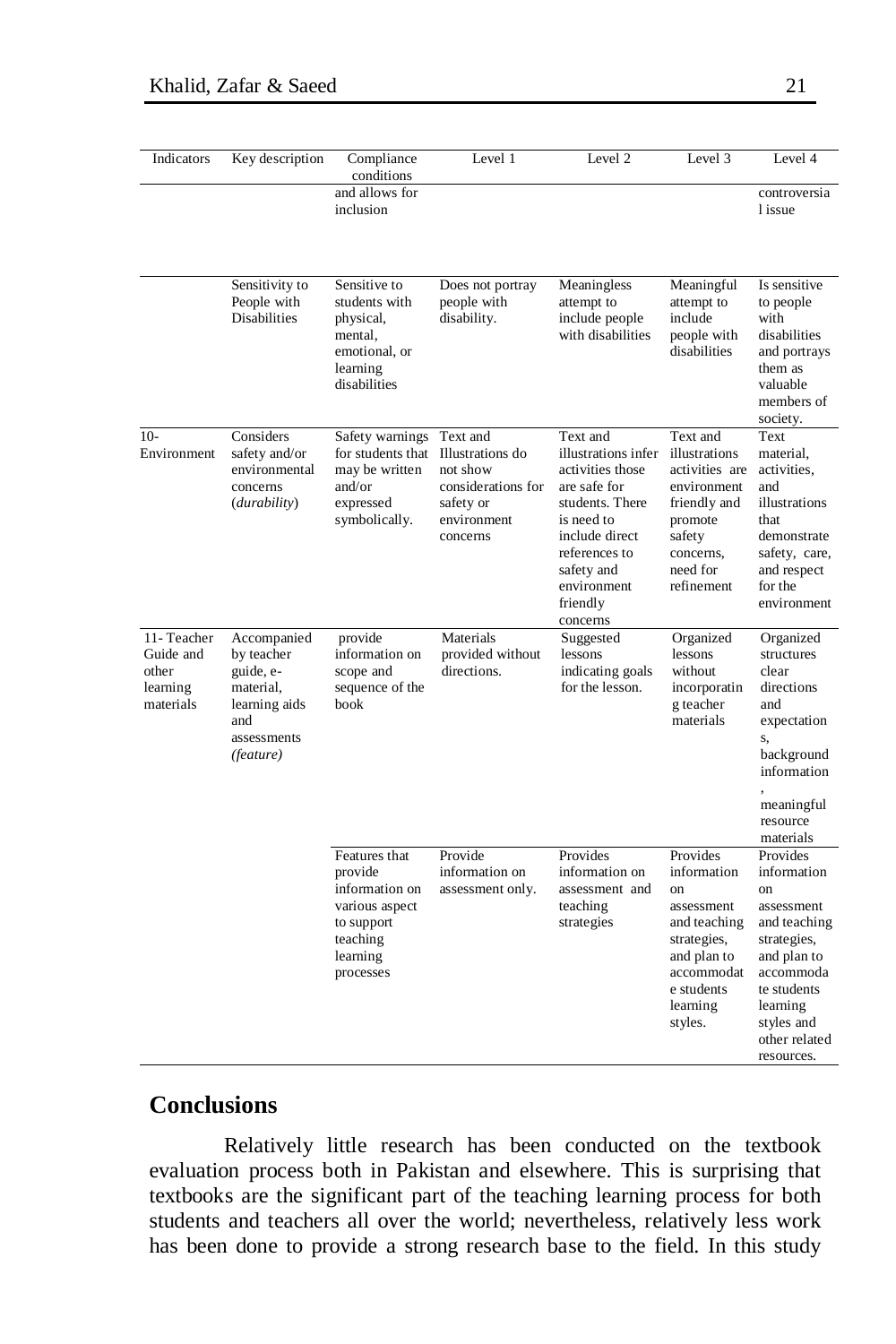| Indicators | Key description | Compliance conditions | Level 1 | Level 2 | Level 3 | Level 4 |
|---|---|---|---|---|---|---|
| | | and allows for inclusion | | | | controversial issue |
| | Sensitivity to People with Disabilities | Sensitive to students with physical, mental, emotional, or learning disabilities | Does not portray people with disability. | Meaningless attempt to include people with disabilities | Meaningful attempt to include people with disabilities | Is sensitive to people with disabilities and portrays them as valuable members of society. |
| 10- Environment | Considers safety and/or environmental concerns (*durability*) | Safety warnings for students that may be written and/or expressed symbolically. | Text and Illustrations do not show considerations for safety or environment concerns | Text and illustrations infer activities those are safe for students. There is need to include direct references to safety and environment friendly concerns | Text and illustrations activities are environment friendly and promote safety concerns, need for refinement | Text material, activities, and illustrations that demonstrate safety, care, and respect for the environment |
| 11- Teacher Guide and other learning materials | Accompanied by teacher guide, e-material, learning aids and assessments (*feature*) | provide information on scope and sequence of the book | Materials provided without directions. | Suggested lessons indicating goals for the lesson. | Organized lessons without incorporating teacher materials | Organized structures clear directions and expectations, background information, meaningful resource materials |
| | | Features that provide information on various aspect to support teaching learning processes | Provide information on assessment only. | Provides information on assessment and teaching strategies | Provides information on assessment and teaching strategies, and plan to accommodate students learning styles. | Provides information on assessment and teaching strategies, and plan to accommodate students learning styles and other related resources. |

## Conclusions

Relatively little research has been conducted on the textbook evaluation process both in Pakistan and elsewhere. This is surprising that textbooks are the significant part of the teaching learning process for both students and teachers all over the world; nevertheless, relatively less work has been done to provide a strong research base to the field. In this study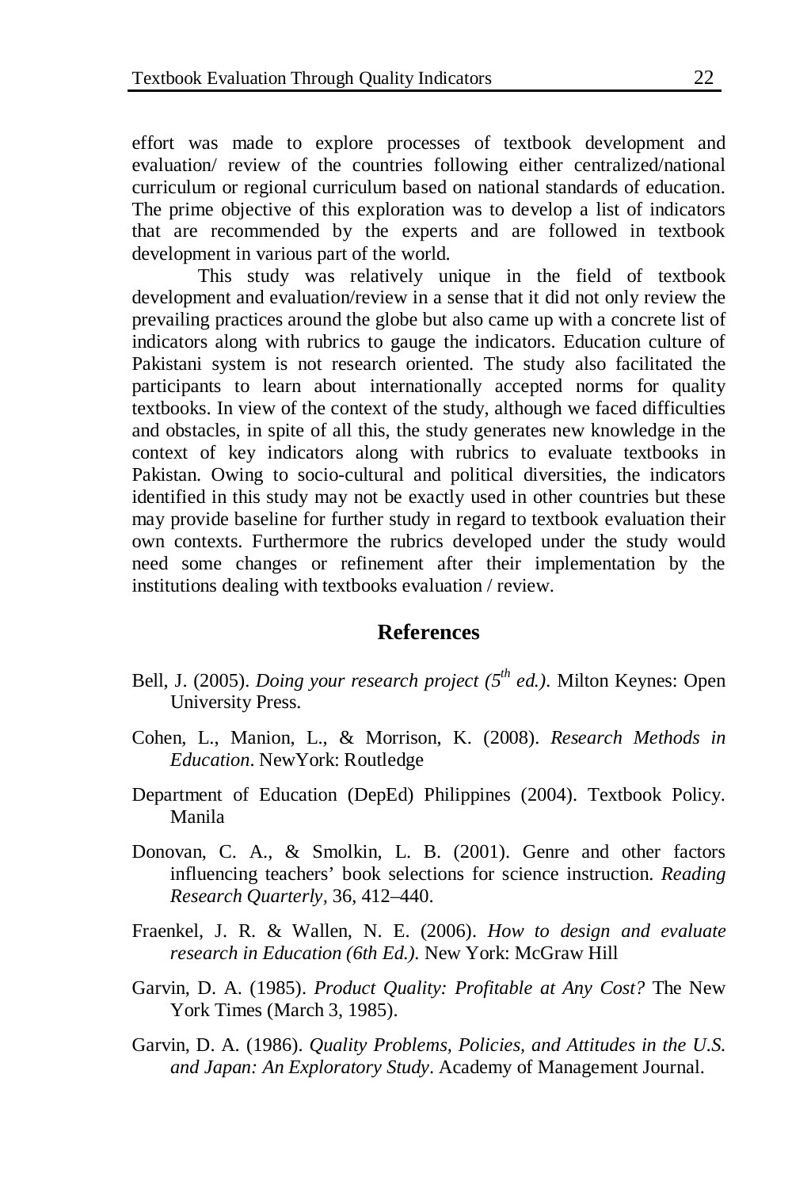effort was made to explore processes of textbook development and evaluation/ review of the countries following either centralized/national curriculum or regional curriculum based on national standards of education. The prime objective of this exploration was to develop a list of indicators that are recommended by the experts and are followed in textbook development in various part of the world.

This study was relatively unique in the field of textbook development and evaluation/review in a sense that it did not only review the prevailing practices around the globe but also came up with a concrete list of indicators along with rubrics to gauge the indicators. Education culture of Pakistani system is not research oriented. The study also facilitated the participants to learn about internationally accepted norms for quality textbooks. In view of the context of the study, although we faced difficulties and obstacles, in spite of all this, the study generates new knowledge in the context of key indicators along with rubrics to evaluate textbooks in Pakistan. Owing to socio-cultural and political diversities, the indicators identified in this study may not be exactly used in other countries but these may provide baseline for further study in regard to textbook evaluation their own contexts. Furthermore the rubrics developed under the study would need some changes or refinement after their implementation by the institutions dealing with textbooks evaluation / review.

## References

Bell, J. (2005). *Doing your research project (5th ed.)*. Milton Keynes: Open University Press.

Cohen, L., Manion, L., & Morrison, K. (2008). *Research Methods in Education*. NewYork: Routledge

Department of Education (DepEd) Philippines (2004). Textbook Policy. Manila

Donovan, C. A., & Smolkin, L. B. (2001). Genre and other factors influencing teachers' book selections for science instruction. *Reading Research Quarterly*, 36, 412–440.

Fraenkel, J. R. & Wallen, N. E. (2006). *How to design and evaluate research in Education (6th Ed.).* New York: McGraw Hill

Garvin, D. A. (1985). *Product Quality: Profitable at Any Cost?* The New York Times (March 3, 1985).

Garvin, D. A. (1986). *Quality Problems, Policies, and Attitudes in the U.S. and Japan: An Exploratory Study*. Academy of Management Journal.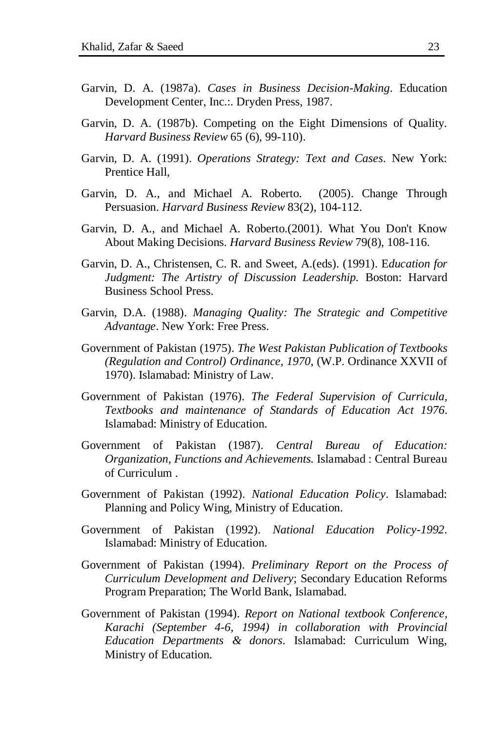Garvin, D. A. (1987a). *Cases in Business Decision-Making*. Education Development Center, Inc.:. Dryden Press, 1987.

Garvin, D. A. (1987b). Competing on the Eight Dimensions of Quality. *Harvard Business Review* 65 (6), 99-110).

Garvin, D. A. (1991). *Operations Strategy: Text and Cases*. New York: Prentice Hall,

Garvin, D. A., and Michael A. Roberto. (2005). Change Through Persuasion. *Harvard Business Review* 83(2), 104-112.

Garvin, D. A., and Michael A. Roberto.(2001). What You Don't Know About Making Decisions. *Harvard Business Review* 79(8), 108-116.

Garvin, D. A., Christensen, C. R. and Sweet, A.(eds). (1991). E*ducation for Judgment: The Artistry of Discussion Leadership.* Boston: Harvard Business School Press.

Garvin, D.A. (1988). *Managing Quality: The Strategic and Competitive Advantage*. New York: Free Press.

Government of Pakistan (1975). *The West Pakistan Publication of Textbooks (Regulation and Control) Ordinance, 1970*, (W.P. Ordinance XXVII of 1970). Islamabad: Ministry of Law.

Government of Pakistan (1976). *The Federal Supervision of Curricula, Textbooks and maintenance of Standards of Education Act 1976*. Islamabad: Ministry of Education.

Government of Pakistan (1987). *Central Bureau of Education: Organization, Functions and Achievements.* Islamabad : Central Bureau of Curriculum .

Government of Pakistan (1992). *National Education Policy*. Islamabad: Planning and Policy Wing, Ministry of Education.

Government of Pakistan (1992). *National Education Policy-1992*. Islamabad: Ministry of Education.

Government of Pakistan (1994). *Preliminary Report on the Process of Curriculum Development and Delivery*; Secondary Education Reforms Program Preparation; The World Bank, Islamabad.

Government of Pakistan (1994). *Report on National textbook Conference, Karachi (September 4-6, 1994) in collaboration with Provincial Education Departments & donors*. Islamabad: Curriculum Wing, Ministry of Education.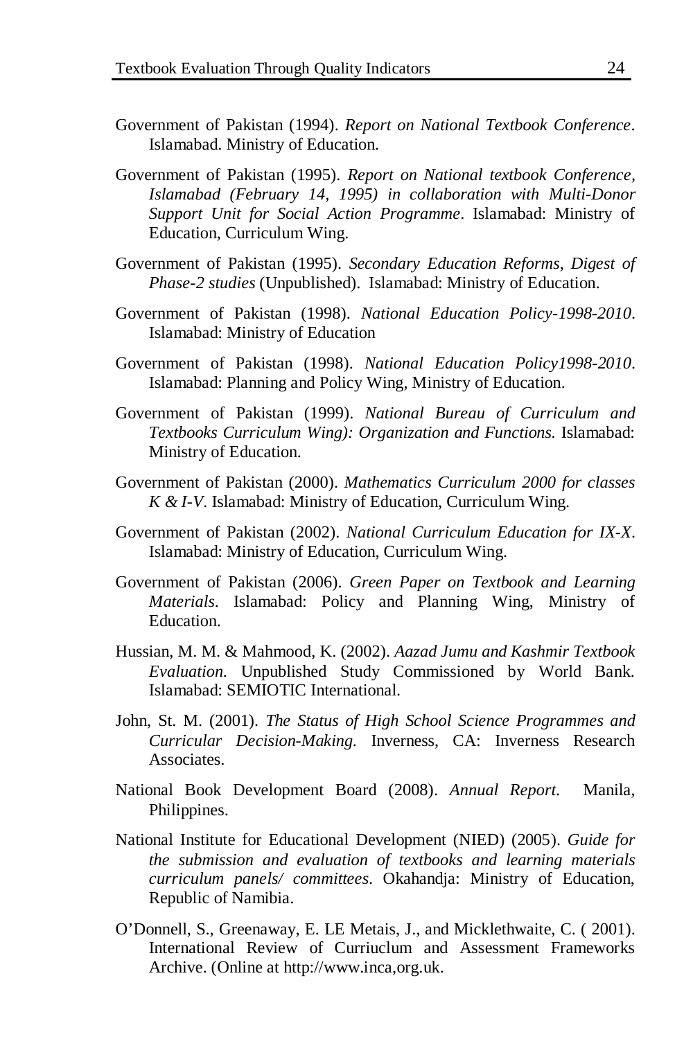Government of Pakistan (1994). *Report on National Textbook Conference*. Islamabad. Ministry of Education.

Government of Pakistan (1995). *Report on National textbook Conference, Islamabad (February 14, 1995) in collaboration with Multi-Donor Support Unit for Social Action Programme*. Islamabad: Ministry of Education, Curriculum Wing.

Government of Pakistan (1995). *Secondary Education Reforms, Digest of Phase-2 studies* (Unpublished). Islamabad: Ministry of Education.

Government of Pakistan (1998). *National Education Policy-1998-2010*. Islamabad: Ministry of Education

Government of Pakistan (1998). *National Education Policy1998-2010*. Islamabad: Planning and Policy Wing, Ministry of Education.

Government of Pakistan (1999). *National Bureau of Curriculum and Textbooks Curriculum Wing): Organization and Functions.* Islamabad: Ministry of Education.

Government of Pakistan (2000). *Mathematics Curriculum 2000 for classes K & I-V*. Islamabad: Ministry of Education, Curriculum Wing.

Government of Pakistan (2002). *National Curriculum Education for IX-X*. Islamabad: Ministry of Education, Curriculum Wing.

Government of Pakistan (2006). *Green Paper on Textbook and Learning Materials*. Islamabad: Policy and Planning Wing, Ministry of Education.

Hussian, M. M. & Mahmood, K. (2002). *Aazad Jumu and Kashmir Textbook Evaluation.* Unpublished Study Commissioned by World Bank. Islamabad: SEMIOTIC International.

John, St. M. (2001). *The Status of High School Science Programmes and Curricular Decision-Making.* Inverness, CA: Inverness Research Associates.

National Book Development Board (2008). *Annual Report.* Manila, Philippines.

National Institute for Educational Development (NIED) (2005). *Guide for the submission and evaluation of textbooks and learning materials curriculum panels/ committees*. Okahandja: Ministry of Education, Republic of Namibia.

O'Donnell, S., Greenaway, E. LE Metais, J., and Micklethwaite, C. ( 2001). International Review of Curriuclum and Assessment Frameworks Archive. (Online at http://www.inca,org.uk.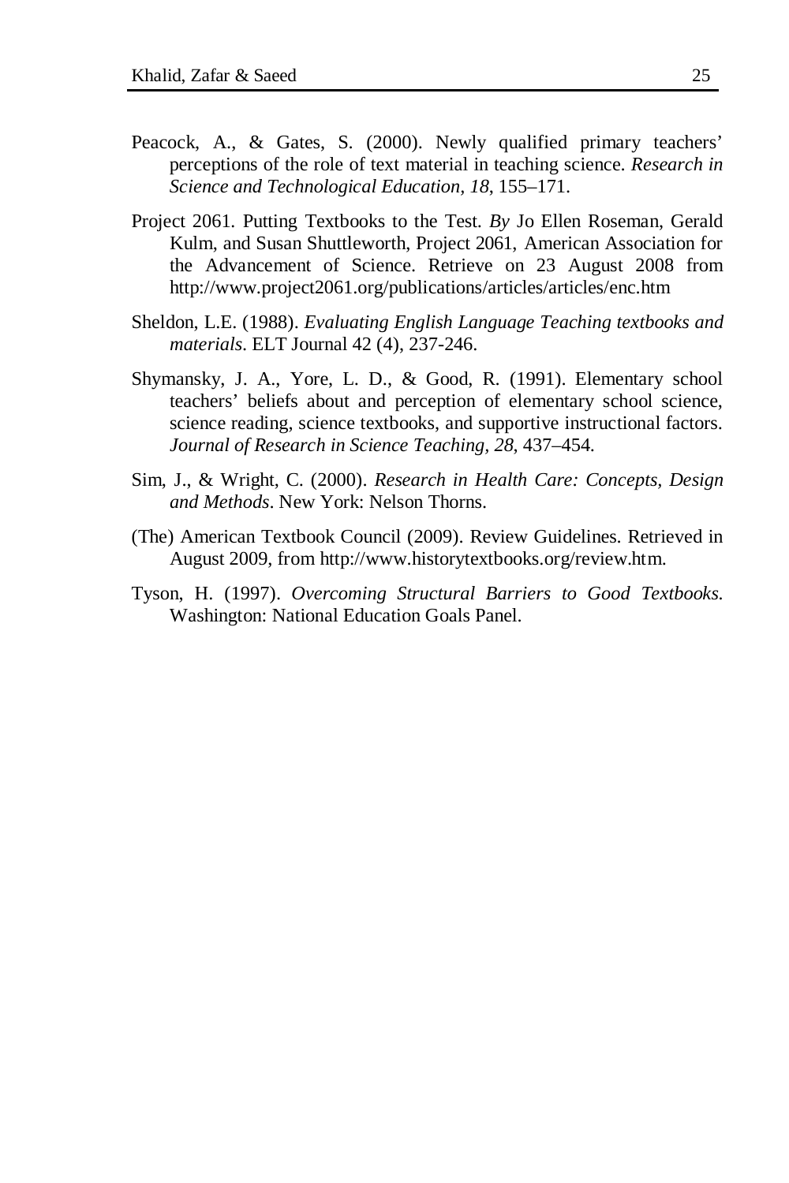Peacock, A., & Gates, S. (2000). Newly qualified primary teachers' perceptions of the role of text material in teaching science. *Research in Science and Technological Education*, *18*, 155–171.

Project 2061. Putting Textbooks to the Test. *By* Jo Ellen Roseman, Gerald Kulm, and Susan Shuttleworth, Project 2061, American Association for the Advancement of Science. Retrieve on 23 August 2008 from http://www.project2061.org/publications/articles/articles/enc.htm

Sheldon, L.E. (1988). *Evaluating English Language Teaching textbooks and materials*. ELT Journal 42 (4), 237-246.

Shymansky, J. A., Yore, L. D., & Good, R. (1991). Elementary school teachers' beliefs about and perception of elementary school science, science reading, science textbooks, and supportive instructional factors. *Journal of Research in Science Teaching*, *28*, 437–454.

Sim, J., & Wright, C. (2000). *Research in Health Care: Concepts, Design and Methods*. New York: Nelson Thorns.

(The) American Textbook Council (2009). Review Guidelines. Retrieved in August 2009, from http://www.historytextbooks.org/review.htm.

Tyson, H. (1997). *Overcoming Structural Barriers to Good Textbooks*. Washington: National Education Goals Panel.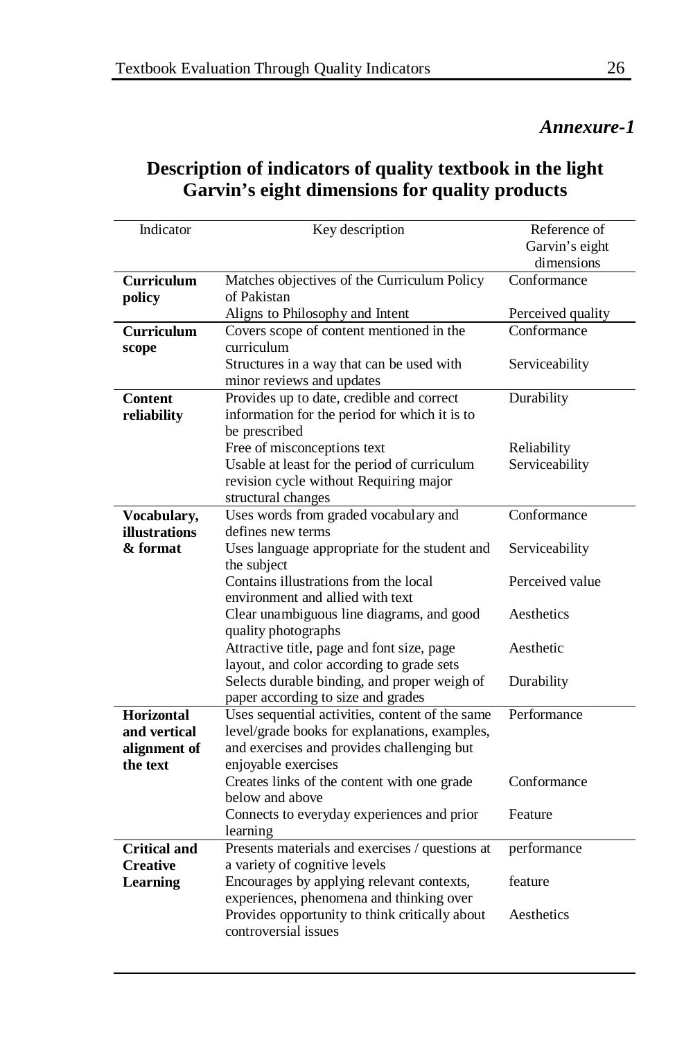*Annexure-1*

## Description of indicators of quality textbook in the light Garvin's eight dimensions for quality products

| Indicator | Key description | Reference of Garvin's eight dimensions |
|---|---|---|
| **Curriculum policy** | Matches objectives of the Curriculum Policy of Pakistan | Conformance |
| | Aligns to Philosophy and Intent | Perceived quality |
| **Curriculum scope** | Covers scope of content mentioned in the curriculum | Conformance |
| | Structures in a way that can be used with minor reviews and updates | Serviceability |
| **Content reliability** | Provides up to date, credible and correct information for the period for which it is to be prescribed | Durability |
| | Free of misconceptions text | Reliability |
| | Usable at least for the period of curriculum revision cycle without Requiring major structural changes | Serviceability |
| **Vocabulary, illustrations & format** | Uses words from graded vocabulary and defines new terms | Conformance |
| | Uses language appropriate for the student and the subject | Serviceability |
| | Contains illustrations from the local environment and allied with text | Perceived value |
| | Clear unambiguous line diagrams, and good quality photographs | Aesthetics |
| | Attractive title, page and font size, page layout, and color according to grade *s*ets | Aesthetic |
| | Selects durable binding, and proper weigh of paper according to size and grades | Durability |
| **Horizontal and vertical alignment of the text** | Uses sequential activities, content of the same level/grade books for explanations, examples, and exercises and provides challenging but enjoyable exercises | Performance |
| | Creates links of the content with one grade below and above | Conformance |
| | Connects to everyday experiences and prior learning | Feature |
| **Critical and Creative Learning** | Presents materials and exercises / questions at a variety of cognitive levels | performance |
| | Encourages by applying relevant contexts, experiences, phenomena and thinking over | feature |
| | Provides opportunity to think critically about controversial issues | Aesthetics |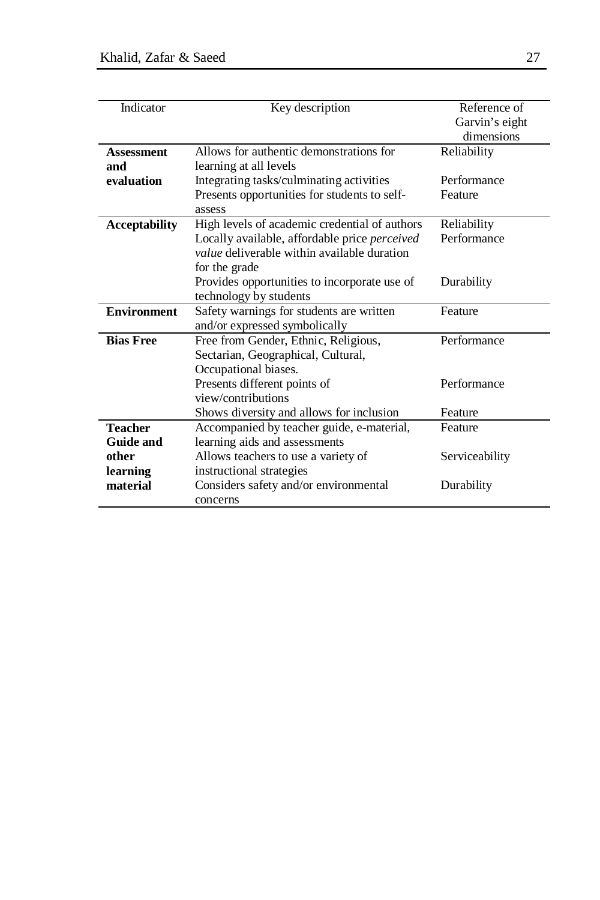| Indicator | Key description | Reference of Garvin's eight dimensions |
|---|---|---|
| **Assessment and evaluation** | Allows for authentic demonstrations for learning at all levels | Reliability |
| | Integrating tasks/culminating activities | Performance |
| | Presents opportunities for students to self-assess | Feature |
| **Acceptability** | High levels of academic credential of authors | Reliability |
| | Locally available, affordable price *perceived value* deliverable within available duration for the grade | Performance |
| | Provides opportunities to incorporate use of technology by students | Durability |
| **Environment** | Safety warnings for students are written and/or expressed symbolically | Feature |
| **Bias Free** | Free from Gender, Ethnic, Religious, Sectarian, Geographical, Cultural, Occupational biases. | Performance |
| | Presents different points of view/contributions | Performance |
| | Shows diversity and allows for inclusion | Feature |
| **Teacher Guide and other learning material** | Accompanied by teacher guide, e-material, learning aids and assessments | Feature |
| | Allows teachers to use a variety of instructional strategies | Serviceability |
| | Considers safety and/or environmental concerns | Durability |